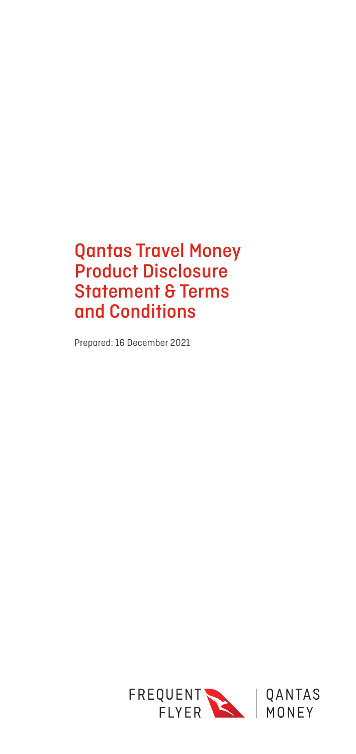# Qantas Travel Money Product Disclosure Statement & Terms and Conditions

Prepared: 16 December 2021

FREQUENT FLYER | QANTAS MONEY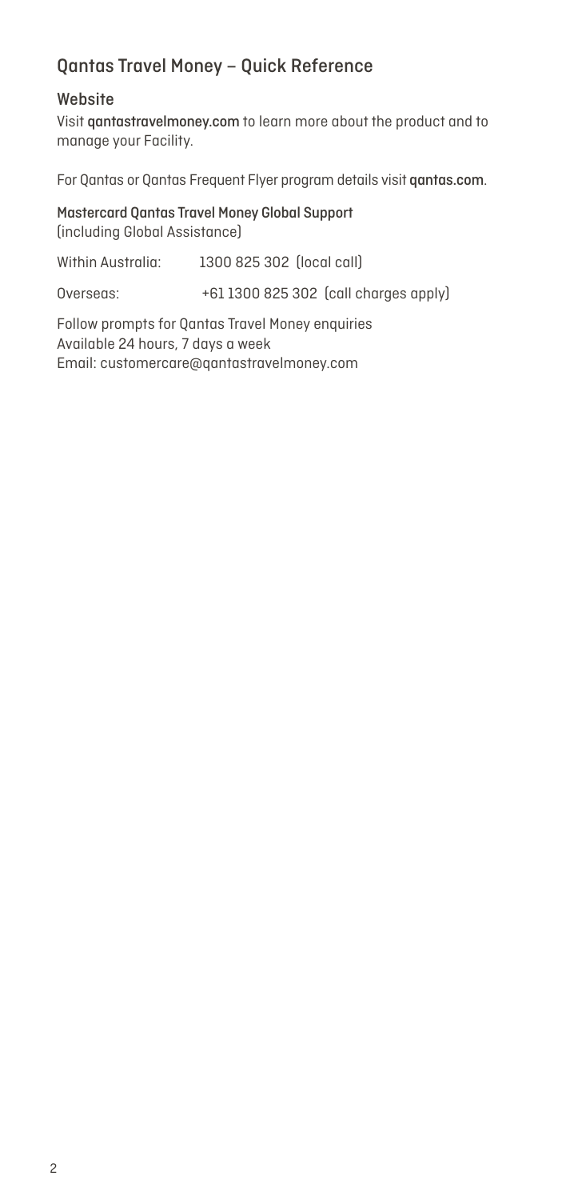## Qantas Travel Money – Quick Reference

### Website

Visit **qantastravelmoney.com** to learn more about the product and to manage your Facility.

For Qantas or Qantas Frequent Flyer program details visit **qantas.com**.

**Mastercard Qantas Travel Money Global Support**
(including Global Assistance)

| | |
|---|---|
| Within Australia: | 1300 825 302 (local call) |
| Overseas: | +61 1300 825 302 (call charges apply) |

Follow prompts for Qantas Travel Money enquiries
Available 24 hours, 7 days a week
Email: customercare@qantastravelmoney.com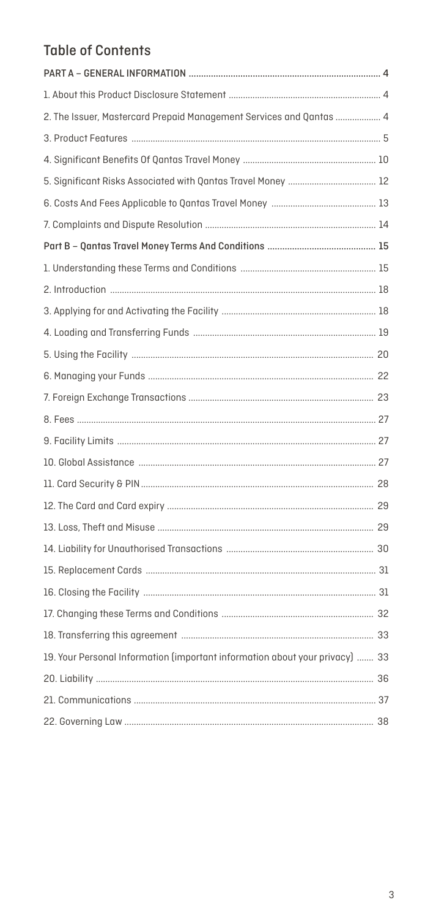## Table of Contents

| | |
|---|---|
| **PART A – GENERAL INFORMATION** | **4** |
| 1. About this Product Disclosure Statement | 4 |
| 2. The Issuer, Mastercard Prepaid Management Services and Qantas | 4 |
| 3. Product Features | 5 |
| 4. Significant Benefits Of Qantas Travel Money | 10 |
| 5. Significant Risks Associated with Qantas Travel Money | 12 |
| 6. Costs And Fees Applicable to Qantas Travel Money | 13 |
| 7. Complaints and Dispute Resolution | 14 |
| **Part B – Qantas Travel Money Terms And Conditions** | **15** |
| 1. Understanding these Terms and Conditions | 15 |
| 2. Introduction | 18 |
| 3. Applying for and Activating the Facility | 18 |
| 4. Loading and Transferring Funds | 19 |
| 5. Using the Facility | 20 |
| 6. Managing your Funds | 22 |
| 7. Foreign Exchange Transactions | 23 |
| 8. Fees | 27 |
| 9. Facility Limits | 27 |
| 10. Global Assistance | 27 |
| 11. Card Security & PIN | 28 |
| 12. The Card and Card expiry | 29 |
| 13. Loss, Theft and Misuse | 29 |
| 14. Liability for Unauthorised Transactions | 30 |
| 15. Replacement Cards | 31 |
| 16. Closing the Facility | 31 |
| 17. Changing these Terms and Conditions | 32 |
| 18. Transferring this agreement | 33 |
| 19. Your Personal Information (important information about your privacy) | 33 |
| 20. Liability | 36 |
| 21. Communications | 37 |
| 22. Governing Law | 38 |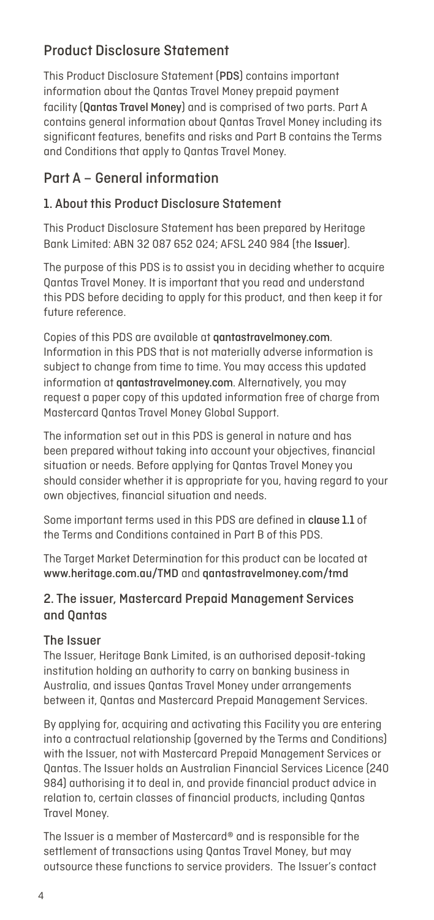## Product Disclosure Statement

This Product Disclosure Statement (**PDS**) contains important information about the Qantas Travel Money prepaid payment facility (**Qantas Travel Money**) and is comprised of two parts. Part A contains general information about Qantas Travel Money including its significant features, benefits and risks and Part B contains the Terms and Conditions that apply to Qantas Travel Money.

## Part A – General information

### 1. About this Product Disclosure Statement

This Product Disclosure Statement has been prepared by Heritage Bank Limited: ABN 32 087 652 024; AFSL 240 984 (the **Issuer**).

The purpose of this PDS is to assist you in deciding whether to acquire Qantas Travel Money. It is important that you read and understand this PDS before deciding to apply for this product, and then keep it for future reference.

Copies of this PDS are available at **qantastravelmoney.com**. Information in this PDS that is not materially adverse information is subject to change from time to time. You may access this updated information at **qantastravelmoney.com**. Alternatively, you may request a paper copy of this updated information free of charge from Mastercard Qantas Travel Money Global Support.

The information set out in this PDS is general in nature and has been prepared without taking into account your objectives, financial situation or needs. Before applying for Qantas Travel Money you should consider whether it is appropriate for you, having regard to your own objectives, financial situation and needs.

Some important terms used in this PDS are defined in **clause 1.1** of the Terms and Conditions contained in Part B of this PDS.

The Target Market Determination for this product can be located at **www.heritage.com.au/TMD** and **qantastravelmoney.com/tmd**

### 2. The issuer, Mastercard Prepaid Management Services and Qantas

#### The Issuer

The Issuer, Heritage Bank Limited, is an authorised deposit-taking institution holding an authority to carry on banking business in Australia, and issues Qantas Travel Money under arrangements between it, Qantas and Mastercard Prepaid Management Services.

By applying for, acquiring and activating this Facility you are entering into a contractual relationship (governed by the Terms and Conditions) with the Issuer, not with Mastercard Prepaid Management Services or Qantas. The Issuer holds an Australian Financial Services Licence (240 984) authorising it to deal in, and provide financial product advice in relation to, certain classes of financial products, including Qantas Travel Money.

The Issuer is a member of Mastercard® and is responsible for the settlement of transactions using Qantas Travel Money, but may outsource these functions to service providers. The Issuer's contact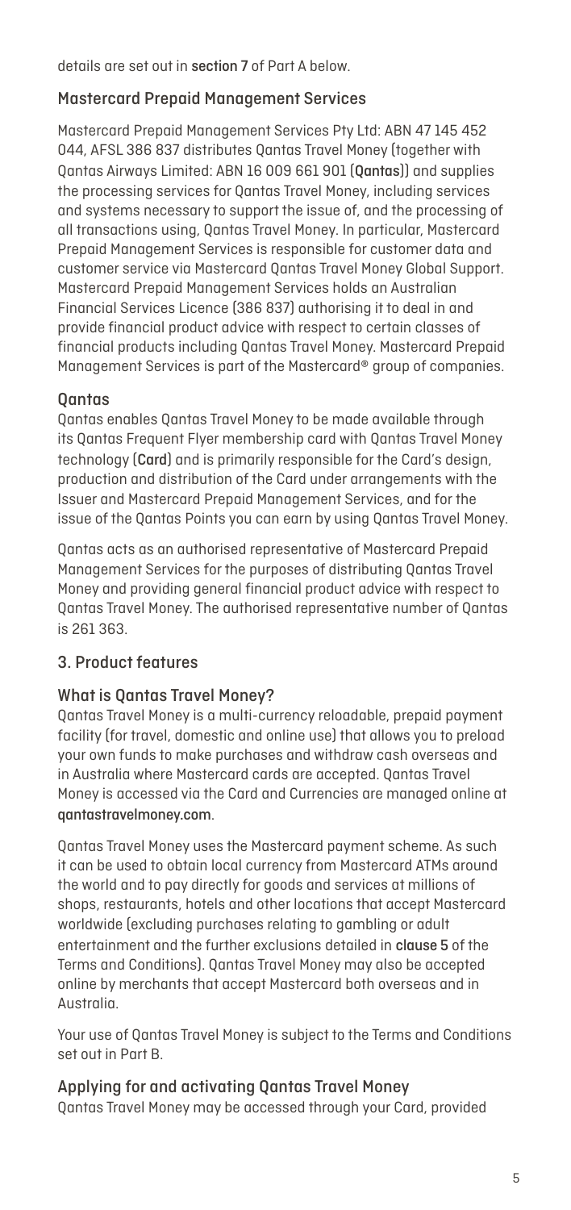details are set out in **section 7** of Part A below.

### Mastercard Prepaid Management Services

Mastercard Prepaid Management Services Pty Ltd: ABN 47 145 452 044, AFSL 386 837 distributes Qantas Travel Money (together with Qantas Airways Limited: ABN 16 009 661 901 (**Qantas**)) and supplies the processing services for Qantas Travel Money, including services and systems necessary to support the issue of, and the processing of all transactions using, Qantas Travel Money. In particular, Mastercard Prepaid Management Services is responsible for customer data and customer service via Mastercard Qantas Travel Money Global Support. Mastercard Prepaid Management Services holds an Australian Financial Services Licence (386 837) authorising it to deal in and provide financial product advice with respect to certain classes of financial products including Qantas Travel Money. Mastercard Prepaid Management Services is part of the Mastercard® group of companies.

### Qantas

Qantas enables Qantas Travel Money to be made available through its Qantas Frequent Flyer membership card with Qantas Travel Money technology (**Card**) and is primarily responsible for the Card's design, production and distribution of the Card under arrangements with the Issuer and Mastercard Prepaid Management Services, and for the issue of the Qantas Points you can earn by using Qantas Travel Money.

Qantas acts as an authorised representative of Mastercard Prepaid Management Services for the purposes of distributing Qantas Travel Money and providing general financial product advice with respect to Qantas Travel Money. The authorised representative number of Qantas is 261 363.

## 3. Product features

### What is Qantas Travel Money?

Qantas Travel Money is a multi-currency reloadable, prepaid payment facility (for travel, domestic and online use) that allows you to preload your own funds to make purchases and withdraw cash overseas and in Australia where Mastercard cards are accepted. Qantas Travel Money is accessed via the Card and Currencies are managed online at **qantastravelmoney.com**.

Qantas Travel Money uses the Mastercard payment scheme. As such it can be used to obtain local currency from Mastercard ATMs around the world and to pay directly for goods and services at millions of shops, restaurants, hotels and other locations that accept Mastercard worldwide (excluding purchases relating to gambling or adult entertainment and the further exclusions detailed in **clause 5** of the Terms and Conditions). Qantas Travel Money may also be accepted online by merchants that accept Mastercard both overseas and in Australia.

Your use of Qantas Travel Money is subject to the Terms and Conditions set out in Part B.

### Applying for and activating Qantas Travel Money

Qantas Travel Money may be accessed through your Card, provided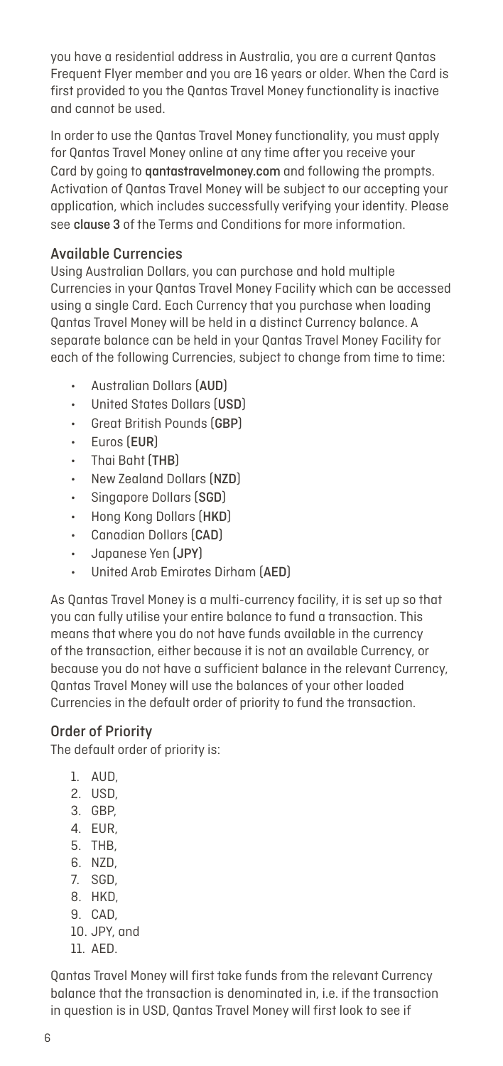you have a residential address in Australia, you are a current Qantas Frequent Flyer member and you are 16 years or older. When the Card is first provided to you the Qantas Travel Money functionality is inactive and cannot be used.

In order to use the Qantas Travel Money functionality, you must apply for Qantas Travel Money online at any time after you receive your Card by going to **qantastravelmoney.com** and following the prompts. Activation of Qantas Travel Money will be subject to our accepting your application, which includes successfully verifying your identity. Please see **clause 3** of the Terms and Conditions for more information.

### Available Currencies

Using Australian Dollars, you can purchase and hold multiple Currencies in your Qantas Travel Money Facility which can be accessed using a single Card. Each Currency that you purchase when loading Qantas Travel Money will be held in a distinct Currency balance. A separate balance can be held in your Qantas Travel Money Facility for each of the following Currencies, subject to change from time to time:

- Australian Dollars (**AUD**)
- United States Dollars (**USD**)
- Great British Pounds (**GBP**)
- Euros (**EUR**)
- Thai Baht (**THB**)
- New Zealand Dollars (**NZD**)
- Singapore Dollars (**SGD**)
- Hong Kong Dollars (**HKD**)
- Canadian Dollars (**CAD**)
- Japanese Yen (**JPY**)
- United Arab Emirates Dirham (**AED**)

As Qantas Travel Money is a multi-currency facility, it is set up so that you can fully utilise your entire balance to fund a transaction. This means that where you do not have funds available in the currency of the transaction, either because it is not an available Currency, or because you do not have a sufficient balance in the relevant Currency, Qantas Travel Money will use the balances of your other loaded Currencies in the default order of priority to fund the transaction.

### Order of Priority

The default order of priority is:

1. AUD,
2. USD,
3. GBP,
4. EUR,
5. THB,
6. NZD,
7. SGD,
8. HKD,
9. CAD,
10. JPY, and
11. AED.

Qantas Travel Money will first take funds from the relevant Currency balance that the transaction is denominated in, i.e. if the transaction in question is in USD, Qantas Travel Money will first look to see if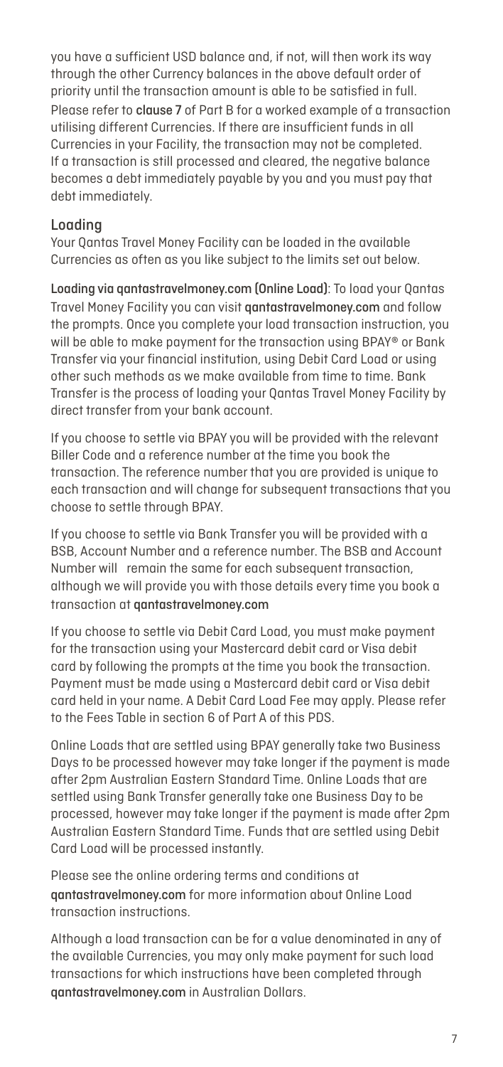you have a sufficient USD balance and, if not, will then work its way through the other Currency balances in the above default order of priority until the transaction amount is able to be satisfied in full. Please refer to **clause 7** of Part B for a worked example of a transaction utilising different Currencies. If there are insufficient funds in all Currencies in your Facility, the transaction may not be completed. If a transaction is still processed and cleared, the negative balance becomes a debt immediately payable by you and you must pay that debt immediately.

## Loading

Your Qantas Travel Money Facility can be loaded in the available Currencies as often as you like subject to the limits set out below.

**Loading via qantastravelmoney.com (Online Load)**: To load your Qantas Travel Money Facility you can visit **qantastravelmoney.com** and follow the prompts. Once you complete your load transaction instruction, you will be able to make payment for the transaction using BPAY® or Bank Transfer via your financial institution, using Debit Card Load or using other such methods as we make available from time to time. Bank Transfer is the process of loading your Qantas Travel Money Facility by direct transfer from your bank account.

If you choose to settle via BPAY you will be provided with the relevant Biller Code and a reference number at the time you book the transaction. The reference number that you are provided is unique to each transaction and will change for subsequent transactions that you choose to settle through BPAY.

If you choose to settle via Bank Transfer you will be provided with a BSB, Account Number and a reference number. The BSB and Account Number will remain the same for each subsequent transaction, although we will provide you with those details every time you book a transaction at **qantastravelmoney.com**

If you choose to settle via Debit Card Load, you must make payment for the transaction using your Mastercard debit card or Visa debit card by following the prompts at the time you book the transaction. Payment must be made using a Mastercard debit card or Visa debit card held in your name. A Debit Card Load Fee may apply. Please refer to the Fees Table in section 6 of Part A of this PDS.

Online Loads that are settled using BPAY generally take two Business Days to be processed however may take longer if the payment is made after 2pm Australian Eastern Standard Time. Online Loads that are settled using Bank Transfer generally take one Business Day to be processed, however may take longer if the payment is made after 2pm Australian Eastern Standard Time. Funds that are settled using Debit Card Load will be processed instantly.

Please see the online ordering terms and conditions at **qantastravelmoney.com** for more information about Online Load transaction instructions.

Although a load transaction can be for a value denominated in any of the available Currencies, you may only make payment for such load transactions for which instructions have been completed through **qantastravelmoney.com** in Australian Dollars.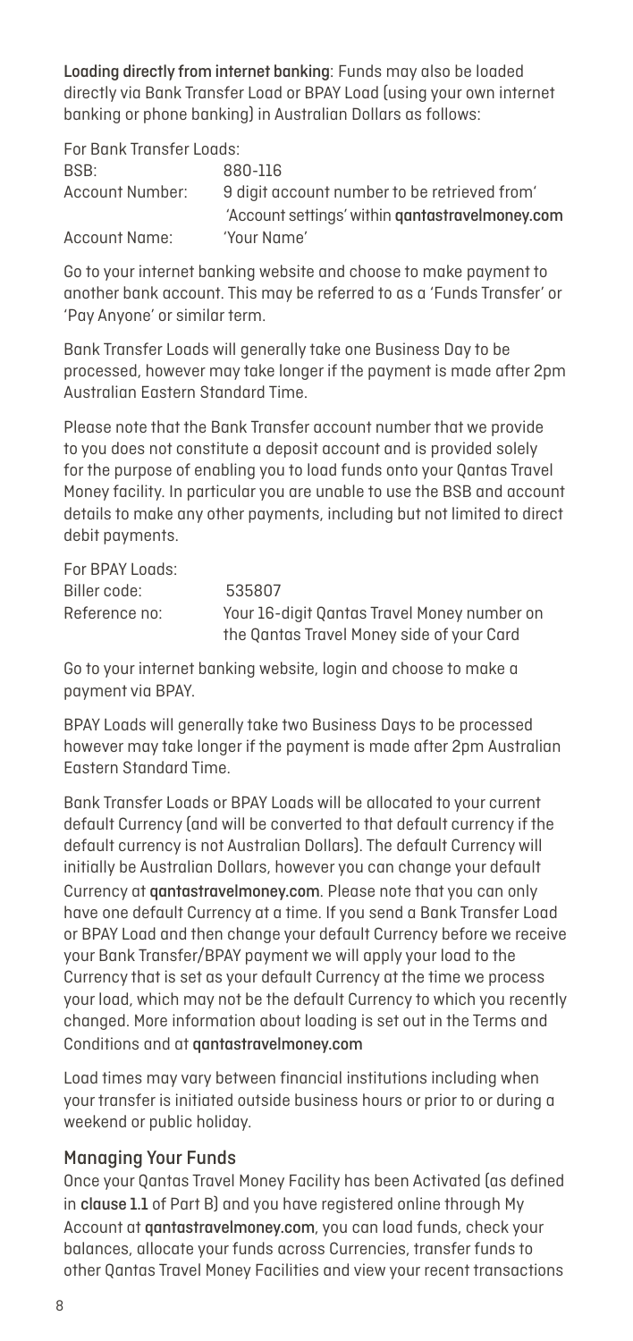**Loading directly from internet banking**: Funds may also be loaded directly via Bank Transfer Load or BPAY Load (using your own internet banking or phone banking) in Australian Dollars as follows:

For Bank Transfer Loads:

| | |
|---|---|
| BSB: | 880-116 |
| Account Number: | 9 digit account number to be retrieved from 'Account settings' within **qantastravelmoney.com** |
| Account Name: | 'Your Name' |

Go to your internet banking website and choose to make payment to another bank account. This may be referred to as a 'Funds Transfer' or 'Pay Anyone' or similar term.

Bank Transfer Loads will generally take one Business Day to be processed, however may take longer if the payment is made after 2pm Australian Eastern Standard Time.

Please note that the Bank Transfer account number that we provide to you does not constitute a deposit account and is provided solely for the purpose of enabling you to load funds onto your Qantas Travel Money facility. In particular you are unable to use the BSB and account details to make any other payments, including but not limited to direct debit payments.

For BPAY Loads:

| | |
|---|---|
| Biller code: | 535807 |
| Reference no: | Your 16-digit Qantas Travel Money number on the Qantas Travel Money side of your Card |

Go to your internet banking website, login and choose to make a payment via BPAY.

BPAY Loads will generally take two Business Days to be processed however may take longer if the payment is made after 2pm Australian Eastern Standard Time.

Bank Transfer Loads or BPAY Loads will be allocated to your current default Currency (and will be converted to that default currency if the default currency is not Australian Dollars). The default Currency will initially be Australian Dollars, however you can change your default Currency at **qantastravelmoney.com**. Please note that you can only have one default Currency at a time. If you send a Bank Transfer Load or BPAY Load and then change your default Currency before we receive your Bank Transfer/BPAY payment we will apply your load to the Currency that is set as your default Currency at the time we process your load, which may not be the default Currency to which you recently changed. More information about loading is set out in the Terms and Conditions and at **qantastravelmoney.com**

Load times may vary between financial institutions including when your transfer is initiated outside business hours or prior to or during a weekend or public holiday.

## Managing Your Funds

Once your Qantas Travel Money Facility has been Activated (as defined in **clause 1.1** of Part B) and you have registered online through My Account at **qantastravelmoney.com**, you can load funds, check your balances, allocate your funds across Currencies, transfer funds to other Qantas Travel Money Facilities and view your recent transactions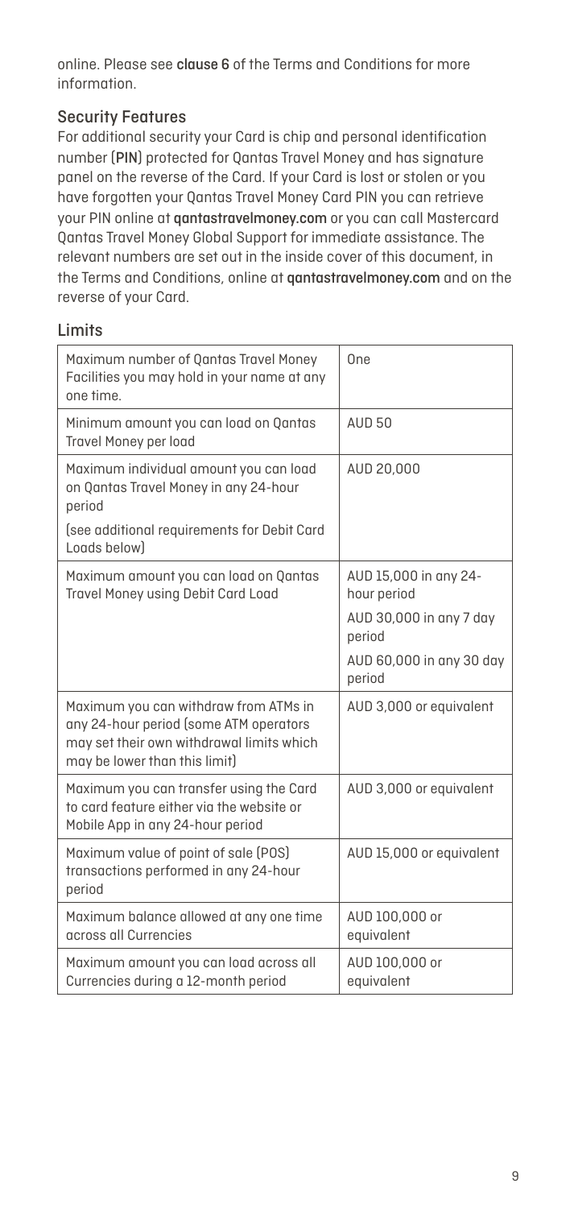online. Please see **clause 6** of the Terms and Conditions for more information.

## Security Features

For additional security your Card is chip and personal identification number (**PIN**) protected for Qantas Travel Money and has signature panel on the reverse of the Card. If your Card is lost or stolen or you have forgotten your Qantas Travel Money Card PIN you can retrieve your PIN online at **qantastravelmoney.com** or you can call Mastercard Qantas Travel Money Global Support for immediate assistance. The relevant numbers are set out in the inside cover of this document, in the Terms and Conditions, online at **qantastravelmoney.com** and on the reverse of your Card.

## Limits

| | |
|---|---|
| Maximum number of Qantas Travel Money Facilities you may hold in your name at any one time. | One |
| Minimum amount you can load on Qantas Travel Money per load | AUD 50 |
| Maximum individual amount you can load on Qantas Travel Money in any 24-hour period<br><br>(see additional requirements for Debit Card Loads below) | AUD 20,000 |
| Maximum amount you can load on Qantas Travel Money using Debit Card Load | AUD 15,000 in any 24-hour period<br><br>AUD 30,000 in any 7 day period<br><br>AUD 60,000 in any 30 day period |
| Maximum you can withdraw from ATMs in any 24-hour period (some ATM operators may set their own withdrawal limits which may be lower than this limit) | AUD 3,000 or equivalent |
| Maximum you can transfer using the Card to card feature either via the website or Mobile App in any 24-hour period | AUD 3,000 or equivalent |
| Maximum value of point of sale (POS) transactions performed in any 24-hour period | AUD 15,000 or equivalent |
| Maximum balance allowed at any one time across all Currencies | AUD 100,000 or equivalent |
| Maximum amount you can load across all Currencies during a 12-month period | AUD 100,000 or equivalent |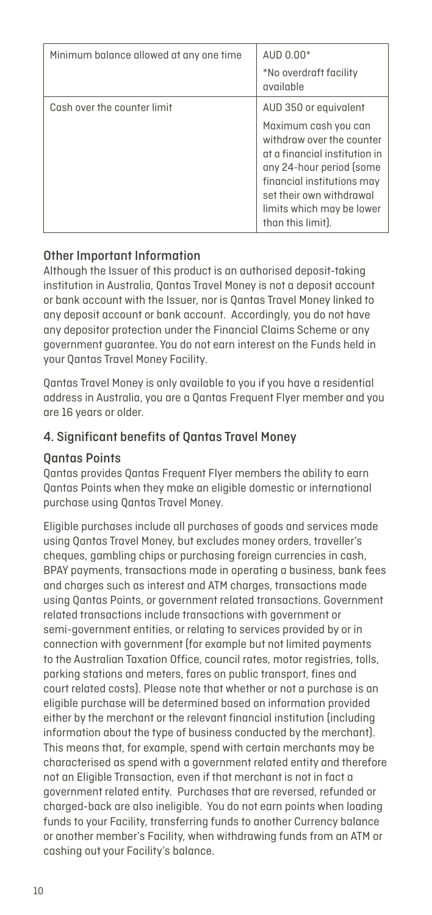| Minimum balance allowed at any one time | AUD 0.00*<br>*No overdraft facility available |
| --- | --- |
| Cash over the counter limit | AUD 350 or equivalent<br>Maximum cash you can withdraw over the counter at a financial institution in any 24-hour period (some financial institutions may set their own withdrawal limits which may be lower than this limit). |

### Other Important Information

Although the Issuer of this product is an authorised deposit-taking institution in Australia, Qantas Travel Money is not a deposit account or bank account with the Issuer, nor is Qantas Travel Money linked to any deposit account or bank account. Accordingly, you do not have any depositor protection under the Financial Claims Scheme or any government guarantee. You do not earn interest on the Funds held in your Qantas Travel Money Facility.

Qantas Travel Money is only available to you if you have a residential address in Australia, you are a Qantas Frequent Flyer member and you are 16 years or older.

## 4. Significant benefits of Qantas Travel Money

### Qantas Points

Qantas provides Qantas Frequent Flyer members the ability to earn Qantas Points when they make an eligible domestic or international purchase using Qantas Travel Money.

Eligible purchases include all purchases of goods and services made using Qantas Travel Money, but excludes money orders, traveller's cheques, gambling chips or purchasing foreign currencies in cash, BPAY payments, transactions made in operating a business, bank fees and charges such as interest and ATM charges, transactions made using Qantas Points, or government related transactions. Government related transactions include transactions with government or semi-government entities, or relating to services provided by or in connection with government (for example but not limited payments to the Australian Taxation Office, council rates, motor registries, tolls, parking stations and meters, fares on public transport, fines and court related costs). Please note that whether or not a purchase is an eligible purchase will be determined based on information provided either by the merchant or the relevant financial institution (including information about the type of business conducted by the merchant). This means that, for example, spend with certain merchants may be characterised as spend with a government related entity and therefore not an Eligible Transaction, even if that merchant is not in fact a government related entity. Purchases that are reversed, refunded or charged-back are also ineligible. You do not earn points when loading funds to your Facility, transferring funds to another Currency balance or another member's Facility, when withdrawing funds from an ATM or cashing out your Facility's balance.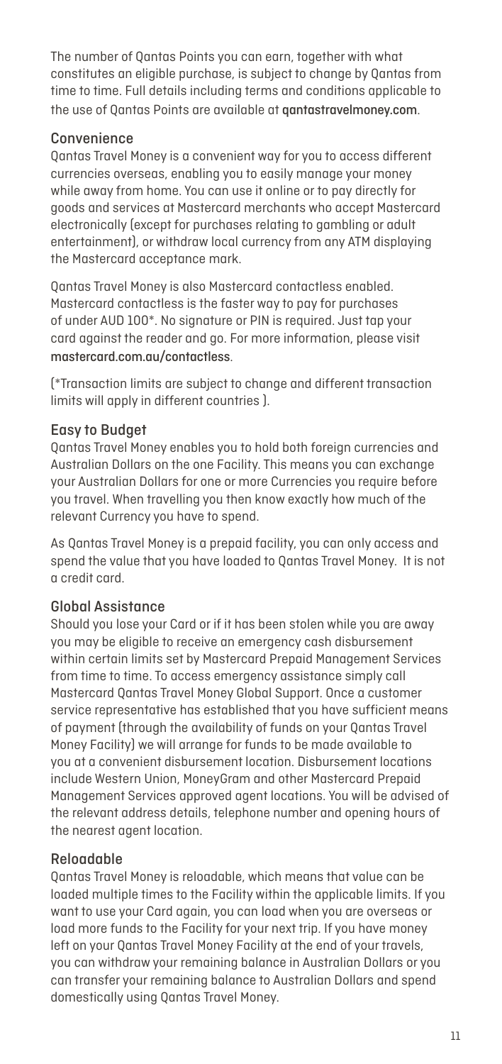The number of Qantas Points you can earn, together with what constitutes an eligible purchase, is subject to change by Qantas from time to time. Full details including terms and conditions applicable to the use of Qantas Points are available at **qantastravelmoney.com**.

## Convenience

Qantas Travel Money is a convenient way for you to access different currencies overseas, enabling you to easily manage your money while away from home. You can use it online or to pay directly for goods and services at Mastercard merchants who accept Mastercard electronically (except for purchases relating to gambling or adult entertainment), or withdraw local currency from any ATM displaying the Mastercard acceptance mark.

Qantas Travel Money is also Mastercard contactless enabled. Mastercard contactless is the faster way to pay for purchases of under AUD 100*. No signature or PIN is required. Just tap your card against the reader and go. For more information, please visit **mastercard.com.au/contactless**.

(*Transaction limits are subject to change and different transaction limits will apply in different countries ).

## Easy to Budget

Qantas Travel Money enables you to hold both foreign currencies and Australian Dollars on the one Facility. This means you can exchange your Australian Dollars for one or more Currencies you require before you travel. When travelling you then know exactly how much of the relevant Currency you have to spend.

As Qantas Travel Money is a prepaid facility, you can only access and spend the value that you have loaded to Qantas Travel Money. It is not a credit card.

## Global Assistance

Should you lose your Card or if it has been stolen while you are away you may be eligible to receive an emergency cash disbursement within certain limits set by Mastercard Prepaid Management Services from time to time. To access emergency assistance simply call Mastercard Qantas Travel Money Global Support. Once a customer service representative has established that you have sufficient means of payment (through the availability of funds on your Qantas Travel Money Facility) we will arrange for funds to be made available to you at a convenient disbursement location. Disbursement locations include Western Union, MoneyGram and other Mastercard Prepaid Management Services approved agent locations. You will be advised of the relevant address details, telephone number and opening hours of the nearest agent location.

## Reloadable

Qantas Travel Money is reloadable, which means that value can be loaded multiple times to the Facility within the applicable limits. If you want to use your Card again, you can load when you are overseas or load more funds to the Facility for your next trip. If you have money left on your Qantas Travel Money Facility at the end of your travels, you can withdraw your remaining balance in Australian Dollars or you can transfer your remaining balance to Australian Dollars and spend domestically using Qantas Travel Money.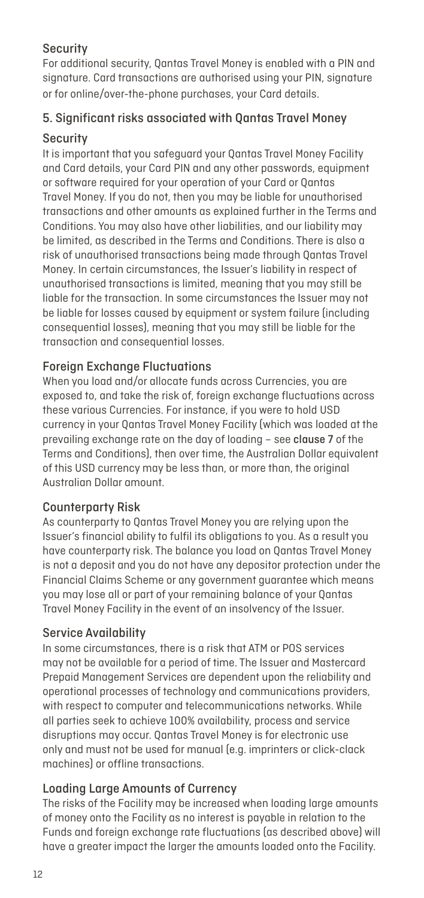### Security

For additional security, Qantas Travel Money is enabled with a PIN and signature. Card transactions are authorised using your PIN, signature or for online/over-the-phone purchases, your Card details.

## 5. Significant risks associated with Qantas Travel Money

### Security

It is important that you safeguard your Qantas Travel Money Facility and Card details, your Card PIN and any other passwords, equipment or software required for your operation of your Card or Qantas Travel Money. If you do not, then you may be liable for unauthorised transactions and other amounts as explained further in the Terms and Conditions. You may also have other liabilities, and our liability may be limited, as described in the Terms and Conditions. There is also a risk of unauthorised transactions being made through Qantas Travel Money. In certain circumstances, the Issuer's liability in respect of unauthorised transactions is limited, meaning that you may still be liable for the transaction. In some circumstances the Issuer may not be liable for losses caused by equipment or system failure (including consequential losses), meaning that you may still be liable for the transaction and consequential losses.

### Foreign Exchange Fluctuations

When you load and/or allocate funds across Currencies, you are exposed to, and take the risk of, foreign exchange fluctuations across these various Currencies. For instance, if you were to hold USD currency in your Qantas Travel Money Facility (which was loaded at the prevailing exchange rate on the day of loading – see **clause 7** of the Terms and Conditions), then over time, the Australian Dollar equivalent of this USD currency may be less than, or more than, the original Australian Dollar amount.

### Counterparty Risk

As counterparty to Qantas Travel Money you are relying upon the Issuer's financial ability to fulfil its obligations to you. As a result you have counterparty risk. The balance you load on Qantas Travel Money is not a deposit and you do not have any depositor protection under the Financial Claims Scheme or any government guarantee which means you may lose all or part of your remaining balance of your Qantas Travel Money Facility in the event of an insolvency of the Issuer.

### Service Availability

In some circumstances, there is a risk that ATM or POS services may not be available for a period of time. The Issuer and Mastercard Prepaid Management Services are dependent upon the reliability and operational processes of technology and communications providers, with respect to computer and telecommunications networks. While all parties seek to achieve 100% availability, process and service disruptions may occur. Qantas Travel Money is for electronic use only and must not be used for manual (e.g. imprinters or click-clack machines) or offline transactions.

### Loading Large Amounts of Currency

The risks of the Facility may be increased when loading large amounts of money onto the Facility as no interest is payable in relation to the Funds and foreign exchange rate fluctuations (as described above) will have a greater impact the larger the amounts loaded onto the Facility.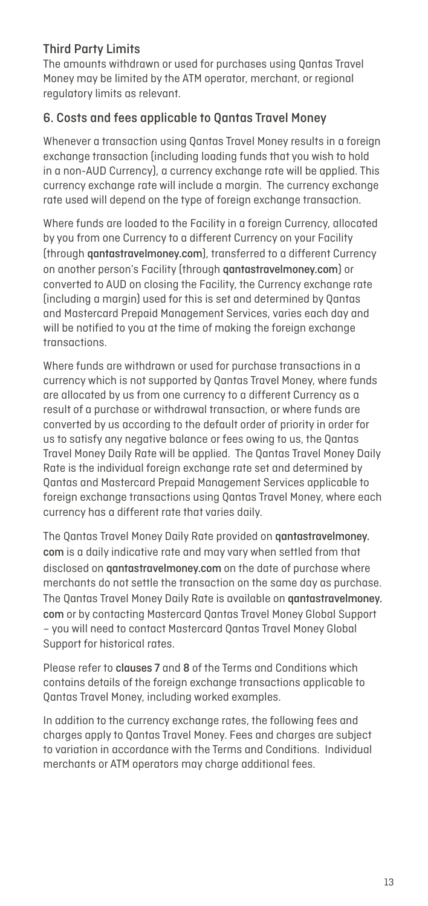### Third Party Limits

The amounts withdrawn or used for purchases using Qantas Travel Money may be limited by the ATM operator, merchant, or regional regulatory limits as relevant.

## 6. Costs and fees applicable to Qantas Travel Money

Whenever a transaction using Qantas Travel Money results in a foreign exchange transaction (including loading funds that you wish to hold in a non-AUD Currency), a currency exchange rate will be applied. This currency exchange rate will include a margin. The currency exchange rate used will depend on the type of foreign exchange transaction.

Where funds are loaded to the Facility in a foreign Currency, allocated by you from one Currency to a different Currency on your Facility (through **qantastravelmoney.com**), transferred to a different Currency on another person's Facility (through **qantastravelmoney.com**) or converted to AUD on closing the Facility, the Currency exchange rate (including a margin) used for this is set and determined by Qantas and Mastercard Prepaid Management Services, varies each day and will be notified to you at the time of making the foreign exchange transactions.

Where funds are withdrawn or used for purchase transactions in a currency which is not supported by Qantas Travel Money, where funds are allocated by us from one currency to a different Currency as a result of a purchase or withdrawal transaction, or where funds are converted by us according to the default order of priority in order for us to satisfy any negative balance or fees owing to us, the Qantas Travel Money Daily Rate will be applied. The Qantas Travel Money Daily Rate is the individual foreign exchange rate set and determined by Qantas and Mastercard Prepaid Management Services applicable to foreign exchange transactions using Qantas Travel Money, where each currency has a different rate that varies daily.

The Qantas Travel Money Daily Rate provided on **qantastravelmoney.com** is a daily indicative rate and may vary when settled from that disclosed on **qantastravelmoney.com** on the date of purchase where merchants do not settle the transaction on the same day as purchase. The Qantas Travel Money Daily Rate is available on **qantastravelmoney.com** or by contacting Mastercard Qantas Travel Money Global Support – you will need to contact Mastercard Qantas Travel Money Global Support for historical rates.

Please refer to **clauses 7** and **8** of the Terms and Conditions which contains details of the foreign exchange transactions applicable to Qantas Travel Money, including worked examples.

In addition to the currency exchange rates, the following fees and charges apply to Qantas Travel Money. Fees and charges are subject to variation in accordance with the Terms and Conditions. Individual merchants or ATM operators may charge additional fees.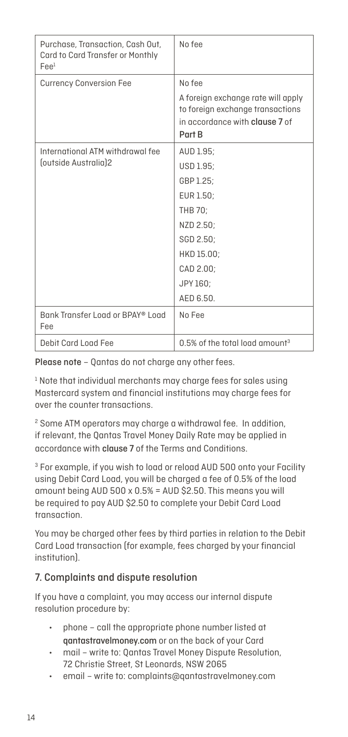| | |
|---|---|
| Purchase, Transaction, Cash Out, Card to Card Transfer or Monthly Fee[1] | No fee |
| Currency Conversion Fee | No fee<br><br>A foreign exchange rate will apply to foreign exchange transactions in accordance with **clause 7** of **Part B** |
| International ATM withdrawal fee (outside Australia)2 | AUD 1.95;<br>USD 1.95;<br>GBP 1.25;<br>EUR 1.50;<br>THB 70;<br>NZD 2.50;<br>SGD 2.50;<br>HKD 15.00;<br>CAD 2.00;<br>JPY 160;<br>AED 6.50. |
| Bank Transfer Load or BPAY® Load Fee | No Fee |
| Debit Card Load Fee | 0.5% of the total load amount[3] |

**Please note** – Qantas do not charge any other fees.

[1] Note that individual merchants may charge fees for sales using Mastercard system and financial institutions may charge fees for over the counter transactions.

[2] Some ATM operators may charge a withdrawal fee. In addition, if relevant, the Qantas Travel Money Daily Rate may be applied in accordance with **clause 7** of the Terms and Conditions.

[3] For example, if you wish to load or reload AUD 500 onto your Facility using Debit Card Load, you will be charged a fee of 0.5% of the load amount being AUD 500 x 0.5% = AUD $2.50. This means you will be required to pay AUD $2.50 to complete your Debit Card Load transaction.

You may be charged other fees by third parties in relation to the Debit Card Load transaction (for example, fees charged by your financial institution).

## 7. Complaints and dispute resolution

If you have a complaint, you may access our internal dispute resolution procedure by:

- phone – call the appropriate phone number listed at **qantastravelmoney.com** or on the back of your Card
- mail – write to: Qantas Travel Money Dispute Resolution, 72 Christie Street, St Leonards, NSW 2065
- email – write to: complaints@qantastravelmoney.com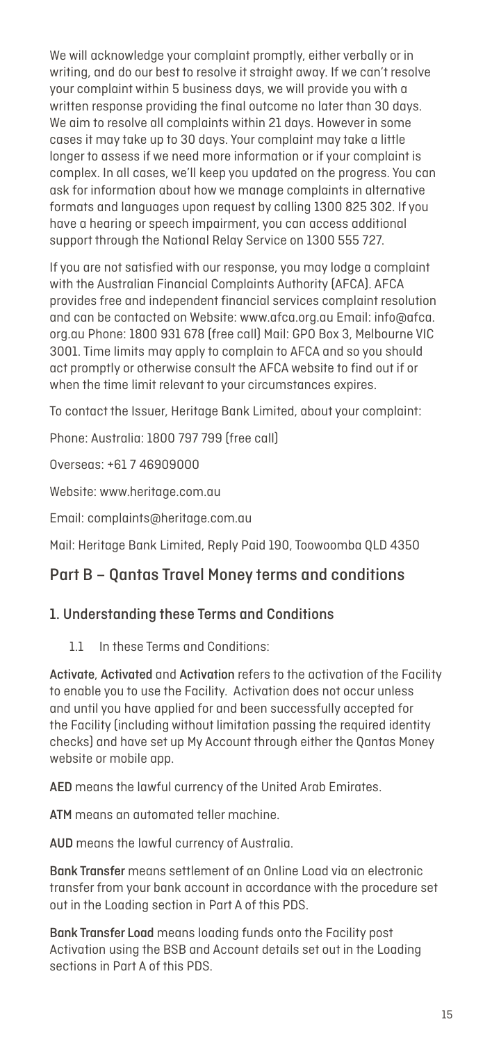We will acknowledge your complaint promptly, either verbally or in writing, and do our best to resolve it straight away. If we can't resolve your complaint within 5 business days, we will provide you with a written response providing the final outcome no later than 30 days. We aim to resolve all complaints within 21 days. However in some cases it may take up to 30 days. Your complaint may take a little longer to assess if we need more information or if your complaint is complex. In all cases, we'll keep you updated on the progress. You can ask for information about how we manage complaints in alternative formats and languages upon request by calling 1300 825 302. If you have a hearing or speech impairment, you can access additional support through the National Relay Service on 1300 555 727.

If you are not satisfied with our response, you may lodge a complaint with the Australian Financial Complaints Authority (AFCA). AFCA provides free and independent financial services complaint resolution and can be contacted on Website: www.afca.org.au Email: info@afca.org.au Phone: 1800 931 678 (free call) Mail: GPO Box 3, Melbourne VIC 3001. Time limits may apply to complain to AFCA and so you should act promptly or otherwise consult the AFCA website to find out if or when the time limit relevant to your circumstances expires.

To contact the Issuer, Heritage Bank Limited, about your complaint:

Phone: Australia: 1800 797 799 (free call)

Overseas: +61 7 46909000

Website: www.heritage.com.au

Email: complaints@heritage.com.au

Mail: Heritage Bank Limited, Reply Paid 190, Toowoomba QLD 4350

## Part B – Qantas Travel Money terms and conditions

### 1. Understanding these Terms and Conditions

1.1 In these Terms and Conditions:

**Activate**, **Activated** and **Activation** refers to the activation of the Facility to enable you to use the Facility. Activation does not occur unless and until you have applied for and been successfully accepted for the Facility (including without limitation passing the required identity checks) and have set up My Account through either the Qantas Money website or mobile app.

**AED** means the lawful currency of the United Arab Emirates.

**ATM** means an automated teller machine.

**AUD** means the lawful currency of Australia.

**Bank Transfer** means settlement of an Online Load via an electronic transfer from your bank account in accordance with the procedure set out in the Loading section in Part A of this PDS.

**Bank Transfer Load** means loading funds onto the Facility post Activation using the BSB and Account details set out in the Loading sections in Part A of this PDS.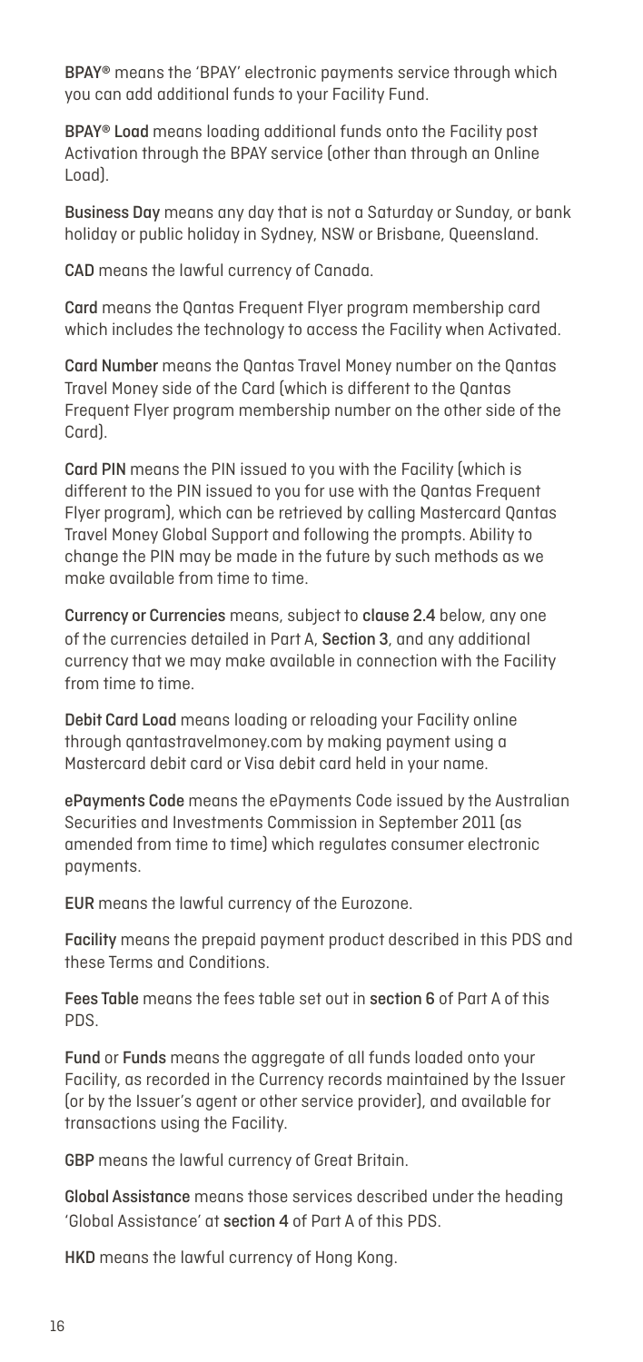**BPAY®** means the 'BPAY' electronic payments service through which you can add additional funds to your Facility Fund.

**BPAY® Load** means loading additional funds onto the Facility post Activation through the BPAY service (other than through an Online Load).

**Business Day** means any day that is not a Saturday or Sunday, or bank holiday or public holiday in Sydney, NSW or Brisbane, Queensland.

**CAD** means the lawful currency of Canada.

**Card** means the Qantas Frequent Flyer program membership card which includes the technology to access the Facility when Activated.

**Card Number** means the Qantas Travel Money number on the Qantas Travel Money side of the Card (which is different to the Qantas Frequent Flyer program membership number on the other side of the Card).

**Card PIN** means the PIN issued to you with the Facility (which is different to the PIN issued to you for use with the Qantas Frequent Flyer program), which can be retrieved by calling Mastercard Qantas Travel Money Global Support and following the prompts. Ability to change the PIN may be made in the future by such methods as we make available from time to time.

**Currency or Currencies** means, subject to **clause 2.4** below, any one of the currencies detailed in Part A, **Section 3**, and any additional currency that we may make available in connection with the Facility from time to time.

**Debit Card Load** means loading or reloading your Facility online through qantastravelmoney.com by making payment using a Mastercard debit card or Visa debit card held in your name.

**ePayments Code** means the ePayments Code issued by the Australian Securities and Investments Commission in September 2011 (as amended from time to time) which regulates consumer electronic payments.

**EUR** means the lawful currency of the Eurozone.

**Facility** means the prepaid payment product described in this PDS and these Terms and Conditions.

**Fees Table** means the fees table set out in **section 6** of Part A of this PDS.

**Fund** or **Funds** means the aggregate of all funds loaded onto your Facility, as recorded in the Currency records maintained by the Issuer (or by the Issuer's agent or other service provider), and available for transactions using the Facility.

**GBP** means the lawful currency of Great Britain.

**Global Assistance** means those services described under the heading 'Global Assistance' at **section 4** of Part A of this PDS.

**HKD** means the lawful currency of Hong Kong.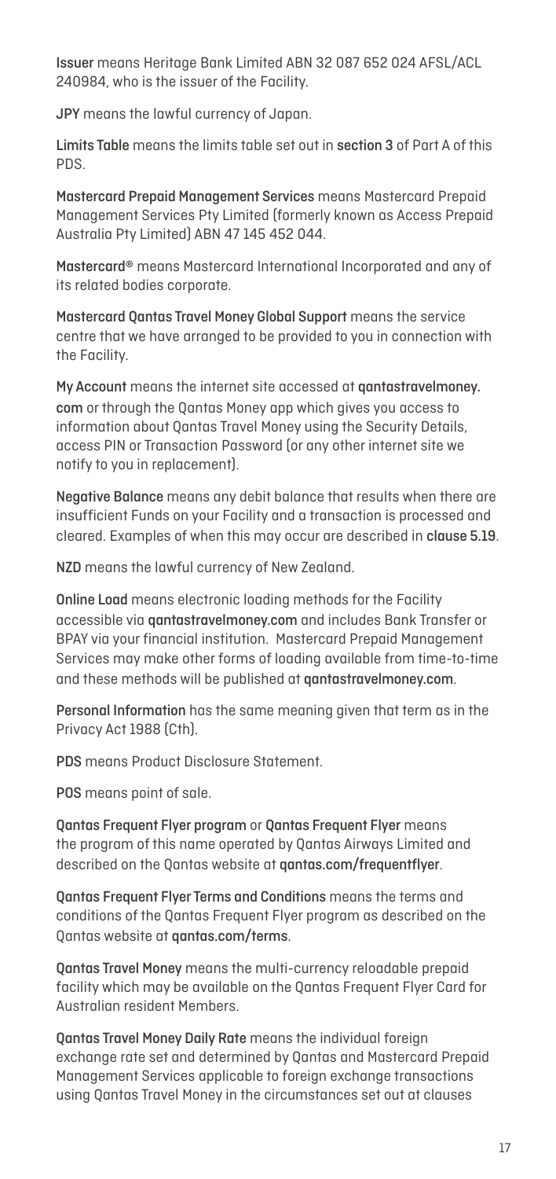**Issuer** means Heritage Bank Limited ABN 32 087 652 024 AFSL/ACL 240984, who is the issuer of the Facility.

**JPY** means the lawful currency of Japan.

**Limits Table** means the limits table set out in **section 3** of Part A of this PDS.

**Mastercard Prepaid Management Services** means Mastercard Prepaid Management Services Pty Limited (formerly known as Access Prepaid Australia Pty Limited) ABN 47 145 452 044.

**Mastercard®** means Mastercard International Incorporated and any of its related bodies corporate.

**Mastercard Qantas Travel Money Global Support** means the service centre that we have arranged to be provided to you in connection with the Facility.

**My Account** means the internet site accessed at **qantastravelmoney.com** or through the Qantas Money app which gives you access to information about Qantas Travel Money using the Security Details, access PIN or Transaction Password (or any other internet site we notify to you in replacement).

**Negative Balance** means any debit balance that results when there are insufficient Funds on your Facility and a transaction is processed and cleared. Examples of when this may occur are described in **clause 5.19**.

**NZD** means the lawful currency of New Zealand.

**Online Load** means electronic loading methods for the Facility accessible via **qantastravelmoney.com** and includes Bank Transfer or BPAY via your financial institution. Mastercard Prepaid Management Services may make other forms of loading available from time-to-time and these methods will be published at **qantastravelmoney.com**.

**Personal Information** has the same meaning given that term as in the Privacy Act 1988 (Cth).

**PDS** means Product Disclosure Statement.

**POS** means point of sale.

**Qantas Frequent Flyer program** or **Qantas Frequent Flyer** means the program of this name operated by Qantas Airways Limited and described on the Qantas website at **qantas.com/frequentflyer**.

**Qantas Frequent Flyer Terms and Conditions** means the terms and conditions of the Qantas Frequent Flyer program as described on the Qantas website at **qantas.com/terms**.

**Qantas Travel Money** means the multi-currency reloadable prepaid facility which may be available on the Qantas Frequent Flyer Card for Australian resident Members.

**Qantas Travel Money Daily Rate** means the individual foreign exchange rate set and determined by Qantas and Mastercard Prepaid Management Services applicable to foreign exchange transactions using Qantas Travel Money in the circumstances set out at clauses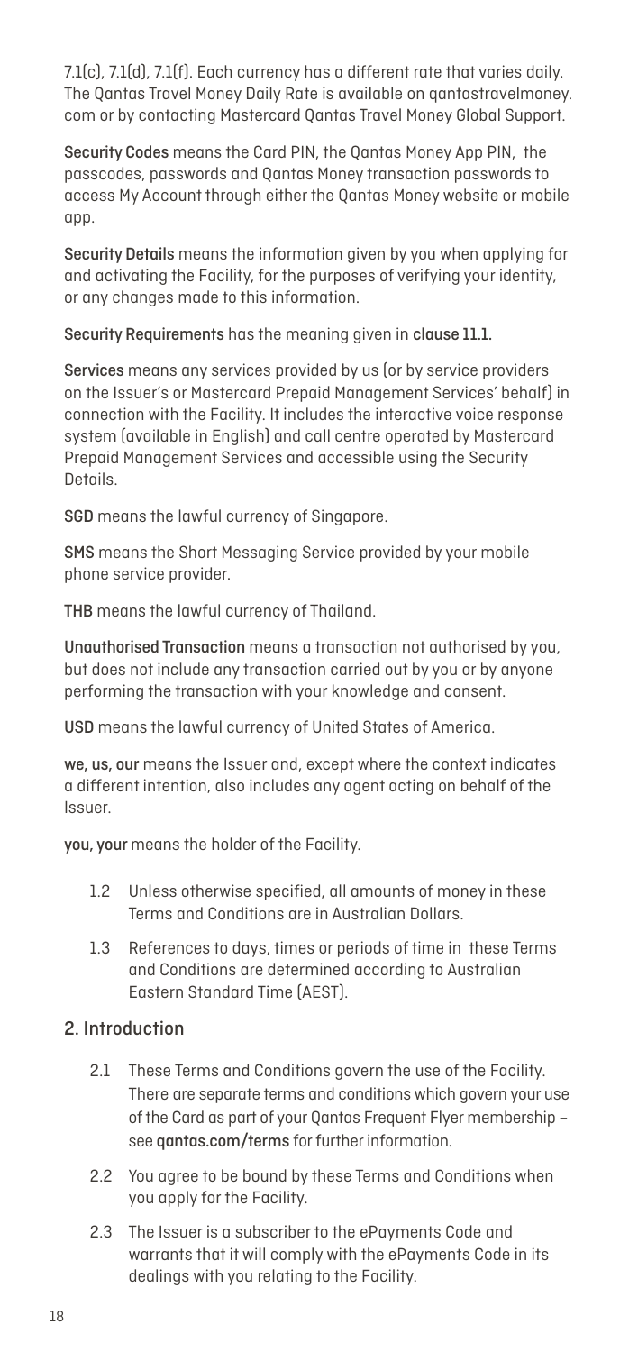7.1(c), 7.1(d), 7.1(f). Each currency has a different rate that varies daily. The Qantas Travel Money Daily Rate is available on qantastravelmoney.com or by contacting Mastercard Qantas Travel Money Global Support.

**Security Codes** means the Card PIN, the Qantas Money App PIN, the passcodes, passwords and Qantas Money transaction passwords to access My Account through either the Qantas Money website or mobile app.

**Security Details** means the information given by you when applying for and activating the Facility, for the purposes of verifying your identity, or any changes made to this information.

**Security Requirements** has the meaning given in **clause 11.1.**

**Services** means any services provided by us (or by service providers on the Issuer's or Mastercard Prepaid Management Services' behalf) in connection with the Facility. It includes the interactive voice response system (available in English) and call centre operated by Mastercard Prepaid Management Services and accessible using the Security Details.

**SGD** means the lawful currency of Singapore.

**SMS** means the Short Messaging Service provided by your mobile phone service provider.

**THB** means the lawful currency of Thailand.

**Unauthorised Transaction** means a transaction not authorised by you, but does not include any transaction carried out by you or by anyone performing the transaction with your knowledge and consent.

**USD** means the lawful currency of United States of America.

**we, us, our** means the Issuer and, except where the context indicates a different intention, also includes any agent acting on behalf of the Issuer.

**you, your** means the holder of the Facility.

1.2 Unless otherwise specified, all amounts of money in these Terms and Conditions are in Australian Dollars.

1.3 References to days, times or periods of time in these Terms and Conditions are determined according to Australian Eastern Standard Time (AEST).

## 2. Introduction

2.1 These Terms and Conditions govern the use of the Facility. There are separate terms and conditions which govern your use of the Card as part of your Qantas Frequent Flyer membership – see **qantas.com/terms** for further information.

2.2 You agree to be bound by these Terms and Conditions when you apply for the Facility.

2.3 The Issuer is a subscriber to the ePayments Code and warrants that it will comply with the ePayments Code in its dealings with you relating to the Facility.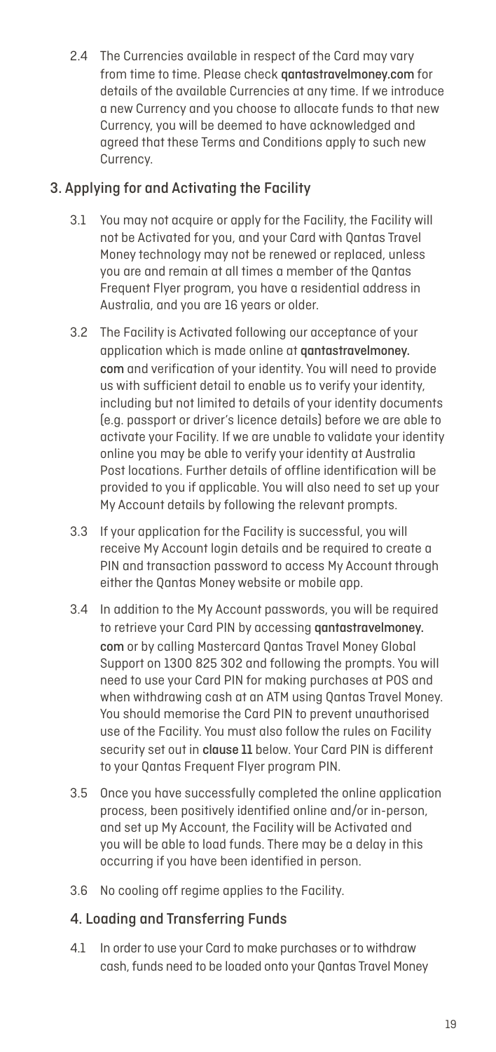2.4 The Currencies available in respect of the Card may vary from time to time. Please check **qantastravelmoney.com** for details of the available Currencies at any time. If we introduce a new Currency and you choose to allocate funds to that new Currency, you will be deemed to have acknowledged and agreed that these Terms and Conditions apply to such new Currency.

## 3. Applying for and Activating the Facility

3.1 You may not acquire or apply for the Facility, the Facility will not be Activated for you, and your Card with Qantas Travel Money technology may not be renewed or replaced, unless you are and remain at all times a member of the Qantas Frequent Flyer program, you have a residential address in Australia, and you are 16 years or older.

3.2 The Facility is Activated following our acceptance of your application which is made online at **qantastravelmoney.com** and verification of your identity. You will need to provide us with sufficient detail to enable us to verify your identity, including but not limited to details of your identity documents (e.g. passport or driver's licence details) before we are able to activate your Facility. If we are unable to validate your identity online you may be able to verify your identity at Australia Post locations. Further details of offline identification will be provided to you if applicable. You will also need to set up your My Account details by following the relevant prompts.

3.3 If your application for the Facility is successful, you will receive My Account login details and be required to create a PIN and transaction password to access My Account through either the Qantas Money website or mobile app.

3.4 In addition to the My Account passwords, you will be required to retrieve your Card PIN by accessing **qantastravelmoney.com** or by calling Mastercard Qantas Travel Money Global Support on 1300 825 302 and following the prompts. You will need to use your Card PIN for making purchases at POS and when withdrawing cash at an ATM using Qantas Travel Money. You should memorise the Card PIN to prevent unauthorised use of the Facility. You must also follow the rules on Facility security set out in **clause 11** below. Your Card PIN is different to your Qantas Frequent Flyer program PIN.

3.5 Once you have successfully completed the online application process, been positively identified online and/or in-person, and set up My Account, the Facility will be Activated and you will be able to load funds. There may be a delay in this occurring if you have been identified in person.

3.6 No cooling off regime applies to the Facility.

## 4. Loading and Transferring Funds

4.1 In order to use your Card to make purchases or to withdraw cash, funds need to be loaded onto your Qantas Travel Money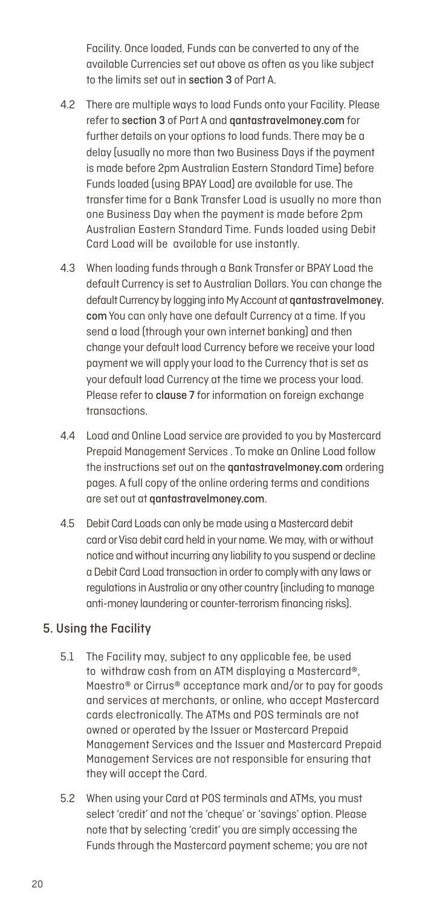Facility. Once loaded, Funds can be converted to any of the available Currencies set out above as often as you like subject to the limits set out in **section 3** of Part A.

4.2 There are multiple ways to load Funds onto your Facility. Please refer to **section 3** of Part A and **qantastravelmoney.com** for further details on your options to load funds. There may be a delay (usually no more than two Business Days if the payment is made before 2pm Australian Eastern Standard Time) before Funds loaded (using BPAY Load) are available for use. The transfer time for a Bank Transfer Load is usually no more than one Business Day when the payment is made before 2pm Australian Eastern Standard Time. Funds loaded using Debit Card Load will be available for use instantly.

4.3 When loading funds through a Bank Transfer or BPAY Load the default Currency is set to Australian Dollars. You can change the default Currency by logging into My Account at **qantastravelmoney.com** You can only have one default Currency at a time. If you send a load (through your own internet banking) and then change your default load Currency before we receive your load payment we will apply your load to the Currency that is set as your default load Currency at the time we process your load. Please refer to **clause 7** for information on foreign exchange transactions.

4.4 Load and Online Load service are provided to you by Mastercard Prepaid Management Services . To make an Online Load follow the instructions set out on the **qantastravelmoney.com** ordering pages. A full copy of the online ordering terms and conditions are set out at **qantastravelmoney.com**.

4.5 Debit Card Loads can only be made using a Mastercard debit card or Visa debit card held in your name. We may, with or without notice and without incurring any liability to you suspend or decline a Debit Card Load transaction in order to comply with any laws or regulations in Australia or any other country (including to manage anti-money laundering or counter-terrorism financing risks).

## 5. Using the Facility

5.1 The Facility may, subject to any applicable fee, be used to withdraw cash from an ATM displaying a Mastercard®, Maestro® or Cirrus® acceptance mark and/or to pay for goods and services at merchants, or online, who accept Mastercard cards electronically. The ATMs and POS terminals are not owned or operated by the Issuer or Mastercard Prepaid Management Services and the Issuer and Mastercard Prepaid Management Services are not responsible for ensuring that they will accept the Card.

5.2 When using your Card at POS terminals and ATMs, you must select 'credit' and not the 'cheque' or 'savings' option. Please note that by selecting 'credit' you are simply accessing the Funds through the Mastercard payment scheme; you are not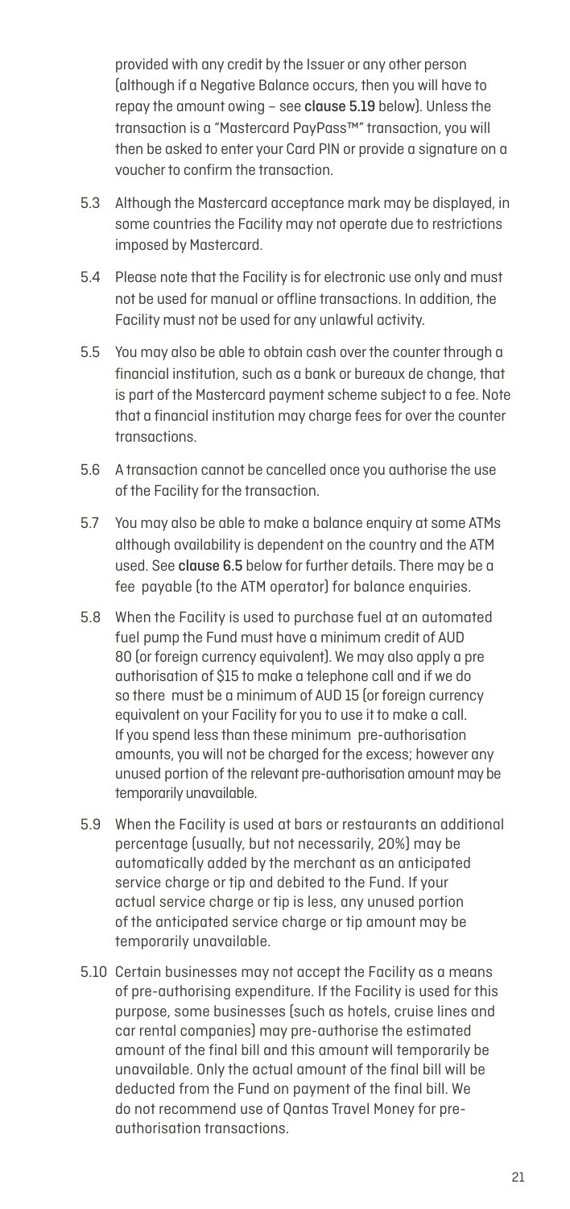provided with any credit by the Issuer or any other person (although if a Negative Balance occurs, then you will have to repay the amount owing – see **clause 5.19** below). Unless the transaction is a "Mastercard PayPass™" transaction, you will then be asked to enter your Card PIN or provide a signature on a voucher to confirm the transaction.

5.3 Although the Mastercard acceptance mark may be displayed, in some countries the Facility may not operate due to restrictions imposed by Mastercard.

5.4 Please note that the Facility is for electronic use only and must not be used for manual or offline transactions. In addition, the Facility must not be used for any unlawful activity.

5.5 You may also be able to obtain cash over the counter through a financial institution, such as a bank or bureaux de change, that is part of the Mastercard payment scheme subject to a fee. Note that a financial institution may charge fees for over the counter transactions.

5.6 A transaction cannot be cancelled once you authorise the use of the Facility for the transaction.

5.7 You may also be able to make a balance enquiry at some ATMs although availability is dependent on the country and the ATM used. See **clause 6.5** below for further details. There may be a fee payable (to the ATM operator) for balance enquiries.

5.8 When the Facility is used to purchase fuel at an automated fuel pump the Fund must have a minimum credit of AUD 80 (or foreign currency equivalent). We may also apply a pre authorisation of $15 to make a telephone call and if we do so there must be a minimum of AUD 15 (or foreign currency equivalent on your Facility for you to use it to make a call. If you spend less than these minimum pre-authorisation amounts, you will not be charged for the excess; however any unused portion of the relevant pre-authorisation amount may be temporarily unavailable.

5.9 When the Facility is used at bars or restaurants an additional percentage (usually, but not necessarily, 20%) may be automatically added by the merchant as an anticipated service charge or tip and debited to the Fund. If your actual service charge or tip is less, any unused portion of the anticipated service charge or tip amount may be temporarily unavailable.

5.10 Certain businesses may not accept the Facility as a means of pre-authorising expenditure. If the Facility is used for this purpose, some businesses (such as hotels, cruise lines and car rental companies) may pre-authorise the estimated amount of the final bill and this amount will temporarily be unavailable. Only the actual amount of the final bill will be deducted from the Fund on payment of the final bill. We do not recommend use of Qantas Travel Money for pre-authorisation transactions.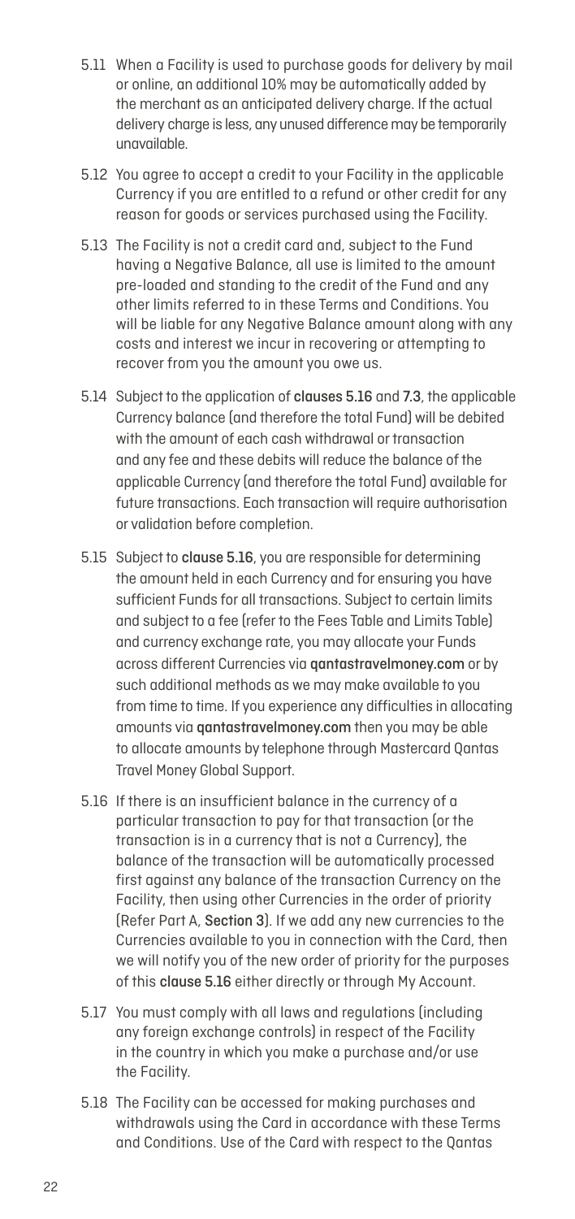5.11 When a Facility is used to purchase goods for delivery by mail or online, an additional 10% may be automatically added by the merchant as an anticipated delivery charge. If the actual delivery charge is less, any unused difference may be temporarily unavailable.

5.12 You agree to accept a credit to your Facility in the applicable Currency if you are entitled to a refund or other credit for any reason for goods or services purchased using the Facility.

5.13 The Facility is not a credit card and, subject to the Fund having a Negative Balance, all use is limited to the amount pre-loaded and standing to the credit of the Fund and any other limits referred to in these Terms and Conditions. You will be liable for any Negative Balance amount along with any costs and interest we incur in recovering or attempting to recover from you the amount you owe us.

5.14 Subject to the application of **clauses 5.16** and **7.3**, the applicable Currency balance (and therefore the total Fund) will be debited with the amount of each cash withdrawal or transaction and any fee and these debits will reduce the balance of the applicable Currency (and therefore the total Fund) available for future transactions. Each transaction will require authorisation or validation before completion.

5.15 Subject to **clause 5.16**, you are responsible for determining the amount held in each Currency and for ensuring you have sufficient Funds for all transactions. Subject to certain limits and subject to a fee (refer to the Fees Table and Limits Table) and currency exchange rate, you may allocate your Funds across different Currencies via **qantastravelmoney.com** or by such additional methods as we may make available to you from time to time. If you experience any difficulties in allocating amounts via **qantastravelmoney.com** then you may be able to allocate amounts by telephone through Mastercard Qantas Travel Money Global Support.

5.16 If there is an insufficient balance in the currency of a particular transaction to pay for that transaction (or the transaction is in a currency that is not a Currency), the balance of the transaction will be automatically processed first against any balance of the transaction Currency on the Facility, then using other Currencies in the order of priority (Refer Part A, **Section 3**). If we add any new currencies to the Currencies available to you in connection with the Card, then we will notify you of the new order of priority for the purposes of this **clause 5.16** either directly or through My Account.

5.17 You must comply with all laws and regulations (including any foreign exchange controls) in respect of the Facility in the country in which you make a purchase and/or use the Facility.

5.18 The Facility can be accessed for making purchases and withdrawals using the Card in accordance with these Terms and Conditions. Use of the Card with respect to the Qantas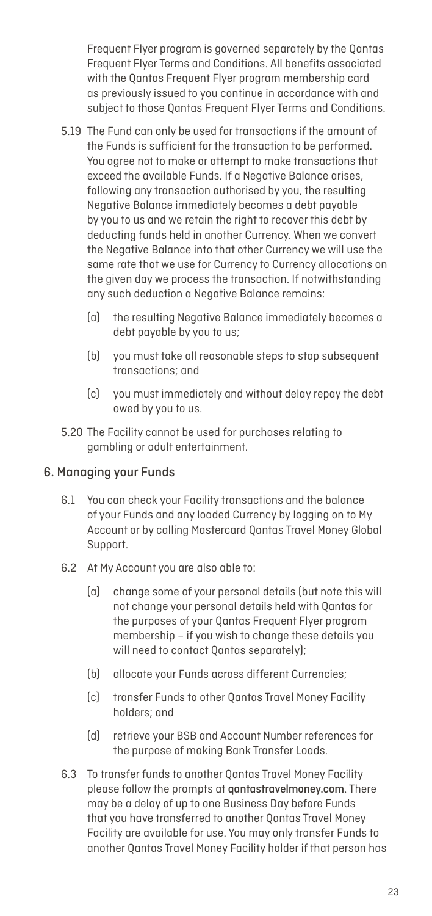Frequent Flyer program is governed separately by the Qantas Frequent Flyer Terms and Conditions. All benefits associated with the Qantas Frequent Flyer program membership card as previously issued to you continue in accordance with and subject to those Qantas Frequent Flyer Terms and Conditions.

5.19 The Fund can only be used for transactions if the amount of the Funds is sufficient for the transaction to be performed. You agree not to make or attempt to make transactions that exceed the available Funds. If a Negative Balance arises, following any transaction authorised by you, the resulting Negative Balance immediately becomes a debt payable by you to us and we retain the right to recover this debt by deducting funds held in another Currency. When we convert the Negative Balance into that other Currency we will use the same rate that we use for Currency to Currency allocations on the given day we process the transaction. If notwithstanding any such deduction a Negative Balance remains:

   (a) the resulting Negative Balance immediately becomes a debt payable by you to us;

   (b) you must take all reasonable steps to stop subsequent transactions; and

   (c) you must immediately and without delay repay the debt owed by you to us.

5.20 The Facility cannot be used for purchases relating to gambling or adult entertainment.

## 6. Managing your Funds

6.1 You can check your Facility transactions and the balance of your Funds and any loaded Currency by logging on to My Account or by calling Mastercard Qantas Travel Money Global Support.

6.2 At My Account you are also able to:

   (a) change some of your personal details (but note this will not change your personal details held with Qantas for the purposes of your Qantas Frequent Flyer program membership – if you wish to change these details you will need to contact Qantas separately);

   (b) allocate your Funds across different Currencies;

   (c) transfer Funds to other Qantas Travel Money Facility holders; and

   (d) retrieve your BSB and Account Number references for the purpose of making Bank Transfer Loads.

6.3 To transfer funds to another Qantas Travel Money Facility please follow the prompts at **qantastravelmoney.com**. There may be a delay of up to one Business Day before Funds that you have transferred to another Qantas Travel Money Facility are available for use. You may only transfer Funds to another Qantas Travel Money Facility holder if that person has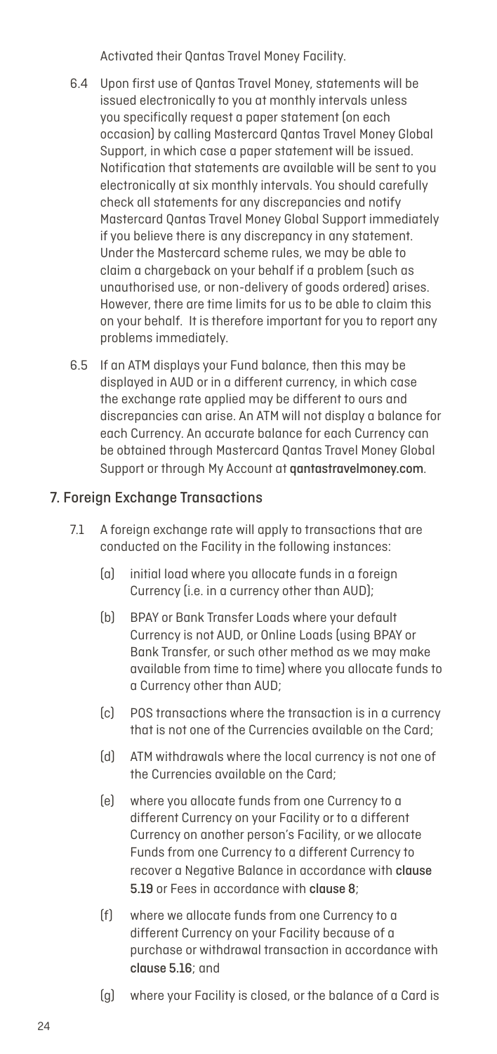Activated their Qantas Travel Money Facility.

6.4 Upon first use of Qantas Travel Money, statements will be issued electronically to you at monthly intervals unless you specifically request a paper statement (on each occasion) by calling Mastercard Qantas Travel Money Global Support, in which case a paper statement will be issued. Notification that statements are available will be sent to you electronically at six monthly intervals. You should carefully check all statements for any discrepancies and notify Mastercard Qantas Travel Money Global Support immediately if you believe there is any discrepancy in any statement. Under the Mastercard scheme rules, we may be able to claim a chargeback on your behalf if a problem (such as unauthorised use, or non-delivery of goods ordered) arises. However, there are time limits for us to be able to claim this on your behalf. It is therefore important for you to report any problems immediately.

6.5 If an ATM displays your Fund balance, then this may be displayed in AUD or in a different currency, in which case the exchange rate applied may be different to ours and discrepancies can arise. An ATM will not display a balance for each Currency. An accurate balance for each Currency can be obtained through Mastercard Qantas Travel Money Global Support or through My Account at **qantastravelmoney.com**.

## 7. Foreign Exchange Transactions

7.1 A foreign exchange rate will apply to transactions that are conducted on the Facility in the following instances:

- (a) initial load where you allocate funds in a foreign Currency (i.e. in a currency other than AUD);
- (b) BPAY or Bank Transfer Loads where your default Currency is not AUD, or Online Loads (using BPAY or Bank Transfer, or such other method as we may make available from time to time) where you allocate funds to a Currency other than AUD;
- (c) POS transactions where the transaction is in a currency that is not one of the Currencies available on the Card;
- (d) ATM withdrawals where the local currency is not one of the Currencies available on the Card;
- (e) where you allocate funds from one Currency to a different Currency on your Facility or to a different Currency on another person's Facility, or we allocate Funds from one Currency to a different Currency to recover a Negative Balance in accordance with **clause 5.19** or Fees in accordance with **clause 8**;
- (f) where we allocate funds from one Currency to a different Currency on your Facility because of a purchase or withdrawal transaction in accordance with **clause 5.16**; and
- (g) where your Facility is closed, or the balance of a Card is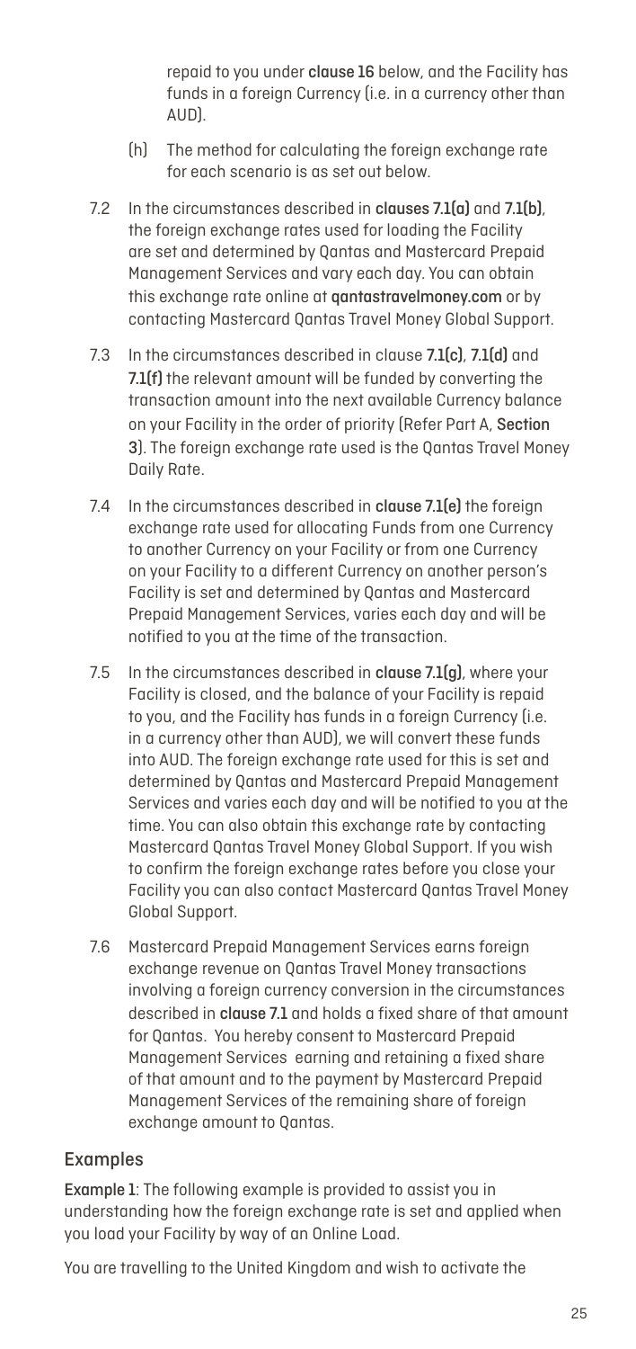repaid to you under **clause 16** below, and the Facility has funds in a foreign Currency (i.e. in a currency other than AUD).

(h) The method for calculating the foreign exchange rate for each scenario is as set out below.

7.2 In the circumstances described in **clauses 7.1(a)** and **7.1(b)**, the foreign exchange rates used for loading the Facility are set and determined by Qantas and Mastercard Prepaid Management Services and vary each day. You can obtain this exchange rate online at **qantastravelmoney.com** or by contacting Mastercard Qantas Travel Money Global Support.

7.3 In the circumstances described in clause **7.1(c)**, **7.1(d)** and **7.1(f)** the relevant amount will be funded by converting the transaction amount into the next available Currency balance on your Facility in the order of priority (Refer Part A, **Section 3**). The foreign exchange rate used is the Qantas Travel Money Daily Rate.

7.4 In the circumstances described in **clause 7.1(e)** the foreign exchange rate used for allocating Funds from one Currency to another Currency on your Facility or from one Currency on your Facility to a different Currency on another person's Facility is set and determined by Qantas and Mastercard Prepaid Management Services, varies each day and will be notified to you at the time of the transaction.

7.5 In the circumstances described in **clause 7.1(g)**, where your Facility is closed, and the balance of your Facility is repaid to you, and the Facility has funds in a foreign Currency (i.e. in a currency other than AUD), we will convert these funds into AUD. The foreign exchange rate used for this is set and determined by Qantas and Mastercard Prepaid Management Services and varies each day and will be notified to you at the time. You can also obtain this exchange rate by contacting Mastercard Qantas Travel Money Global Support. If you wish to confirm the foreign exchange rates before you close your Facility you can also contact Mastercard Qantas Travel Money Global Support.

7.6 Mastercard Prepaid Management Services earns foreign exchange revenue on Qantas Travel Money transactions involving a foreign currency conversion in the circumstances described in **clause 7.1** and holds a fixed share of that amount for Qantas. You hereby consent to Mastercard Prepaid Management Services earning and retaining a fixed share of that amount and to the payment by Mastercard Prepaid Management Services of the remaining share of foreign exchange amount to Qantas.

## Examples

**Example 1**: The following example is provided to assist you in understanding how the foreign exchange rate is set and applied when you load your Facility by way of an Online Load.

You are travelling to the United Kingdom and wish to activate the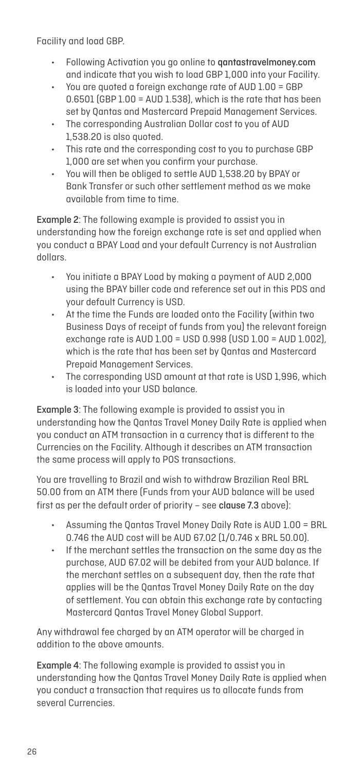Facility and load GBP.

- Following Activation you go online to **qantastravelmoney.com** and indicate that you wish to load GBP 1,000 into your Facility.
- You are quoted a foreign exchange rate of AUD 1.00 = GBP 0.6501 (GBP 1.00 = AUD 1.538), which is the rate that has been set by Qantas and Mastercard Prepaid Management Services.
- The corresponding Australian Dollar cost to you of AUD 1,538.20 is also quoted.
- This rate and the corresponding cost to you to purchase GBP 1,000 are set when you confirm your purchase.
- You will then be obliged to settle AUD 1,538.20 by BPAY or Bank Transfer or such other settlement method as we make available from time to time.

**Example 2**: The following example is provided to assist you in understanding how the foreign exchange rate is set and applied when you conduct a BPAY Load and your default Currency is not Australian dollars.

- You initiate a BPAY Load by making a payment of AUD 2,000 using the BPAY biller code and reference set out in this PDS and your default Currency is USD.
- At the time the Funds are loaded onto the Facility (within two Business Days of receipt of funds from you) the relevant foreign exchange rate is AUD 1.00 = USD 0.998 (USD 1.00 = AUD 1.002), which is the rate that has been set by Qantas and Mastercard Prepaid Management Services.
- The corresponding USD amount at that rate is USD 1,996, which is loaded into your USD balance.

**Example 3**: The following example is provided to assist you in understanding how the Qantas Travel Money Daily Rate is applied when you conduct an ATM transaction in a currency that is different to the Currencies on the Facility. Although it describes an ATM transaction the same process will apply to POS transactions.

You are travelling to Brazil and wish to withdraw Brazilian Real BRL 50.00 from an ATM there (Funds from your AUD balance will be used first as per the default order of priority – see **clause 7.3** above):

- Assuming the Qantas Travel Money Daily Rate is AUD 1.00 = BRL 0.746 the AUD cost will be AUD 67.02 (1/0.746 x BRL 50.00).
- If the merchant settles the transaction on the same day as the purchase, AUD 67.02 will be debited from your AUD balance. If the merchant settles on a subsequent day, then the rate that applies will be the Qantas Travel Money Daily Rate on the day of settlement. You can obtain this exchange rate by contacting Mastercard Qantas Travel Money Global Support.

Any withdrawal fee charged by an ATM operator will be charged in addition to the above amounts.

**Example 4**: The following example is provided to assist you in understanding how the Qantas Travel Money Daily Rate is applied when you conduct a transaction that requires us to allocate funds from several Currencies.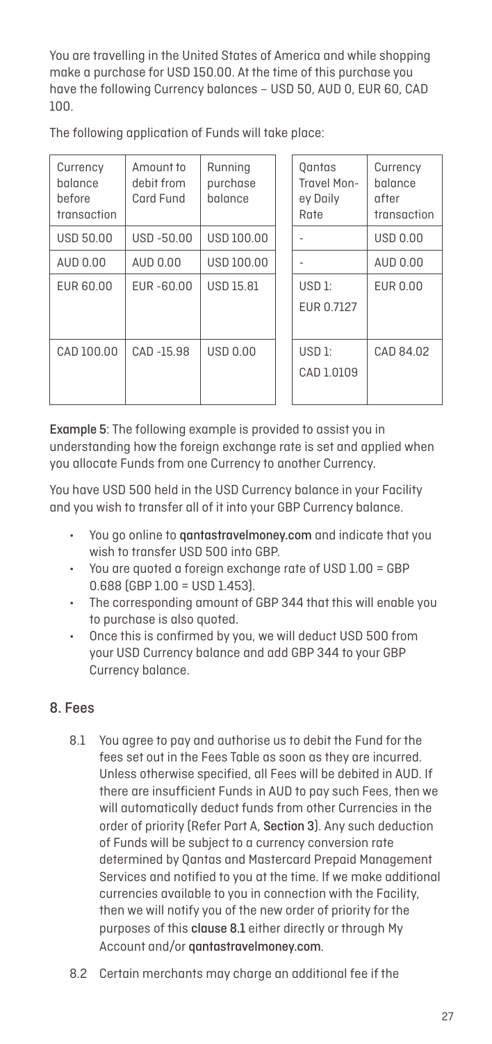You are travelling in the United States of America and while shopping make a purchase for USD 150.00. At the time of this purchase you have the following Currency balances – USD 50, AUD 0, EUR 60, CAD 100.

The following application of Funds will take place:

| Currency balance before transaction | Amount to debit from Card Fund | Running purchase balance | Qantas Travel Money Daily Rate | Currency balance after transaction |
|---|---|---|---|---|
| USD 50.00 | USD -50.00 | USD 100.00 | - | USD 0.00 |
| AUD 0.00 | AUD 0.00 | USD 100.00 | - | AUD 0.00 |
| EUR 60.00 | EUR -60.00 | USD 15.81 | USD 1: EUR 0.7127 | EUR 0.00 |
| CAD 100.00 | CAD -15.98 | USD 0.00 | USD 1: CAD 1.0109 | CAD 84.02 |

**Example 5**: The following example is provided to assist you in understanding how the foreign exchange rate is set and applied when you allocate Funds from one Currency to another Currency.

You have USD 500 held in the USD Currency balance in your Facility and you wish to transfer all of it into your GBP Currency balance.

- You go online to **qantastravelmoney.com** and indicate that you wish to transfer USD 500 into GBP.
- You are quoted a foreign exchange rate of USD 1.00 = GBP 0.688 (GBP 1.00 = USD 1.453).
- The corresponding amount of GBP 344 that this will enable you to purchase is also quoted.
- Once this is confirmed by you, we will deduct USD 500 from your USD Currency balance and add GBP 344 to your GBP Currency balance.

## 8. Fees

8.1 You agree to pay and authorise us to debit the Fund for the fees set out in the Fees Table as soon as they are incurred. Unless otherwise specified, all Fees will be debited in AUD. If there are insufficient Funds in AUD to pay such Fees, then we will automatically deduct funds from other Currencies in the order of priority (Refer Part A, **Section 3**). Any such deduction of Funds will be subject to a currency conversion rate determined by Qantas and Mastercard Prepaid Management Services and notified to you at the time. If we make additional currencies available to you in connection with the Facility, then we will notify you of the new order of priority for the purposes of this **clause 8.1** either directly or through My Account and/or **qantastravelmoney.com**.

8.2 Certain merchants may charge an additional fee if the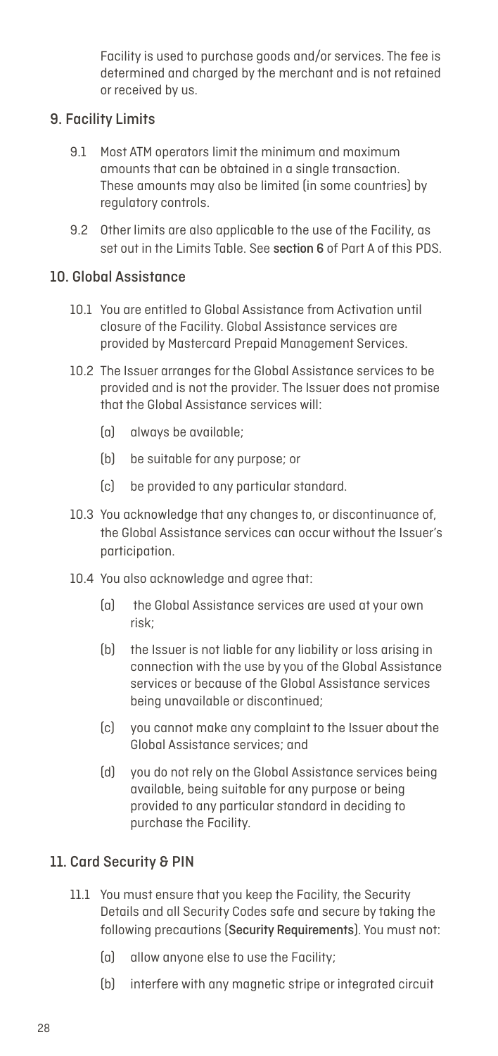Facility is used to purchase goods and/or services. The fee is determined and charged by the merchant and is not retained or received by us.

## 9. Facility Limits

9.1 Most ATM operators limit the minimum and maximum amounts that can be obtained in a single transaction. These amounts may also be limited (in some countries) by regulatory controls.

9.2 Other limits are also applicable to the use of the Facility, as set out in the Limits Table. See **section 6** of Part A of this PDS.

## 10. Global Assistance

10.1 You are entitled to Global Assistance from Activation until closure of the Facility. Global Assistance services are provided by Mastercard Prepaid Management Services.

10.2 The Issuer arranges for the Global Assistance services to be provided and is not the provider. The Issuer does not promise that the Global Assistance services will:

(a) always be available;

(b) be suitable for any purpose; or

(c) be provided to any particular standard.

10.3 You acknowledge that any changes to, or discontinuance of, the Global Assistance services can occur without the Issuer's participation.

10.4 You also acknowledge and agree that:

(a) the Global Assistance services are used at your own risk;

(b) the Issuer is not liable for any liability or loss arising in connection with the use by you of the Global Assistance services or because of the Global Assistance services being unavailable or discontinued;

(c) you cannot make any complaint to the Issuer about the Global Assistance services; and

(d) you do not rely on the Global Assistance services being available, being suitable for any purpose or being provided to any particular standard in deciding to purchase the Facility.

## 11. Card Security & PIN

11.1 You must ensure that you keep the Facility, the Security Details and all Security Codes safe and secure by taking the following precautions (**Security Requirements**). You must not:

(a) allow anyone else to use the Facility;

(b) interfere with any magnetic stripe or integrated circuit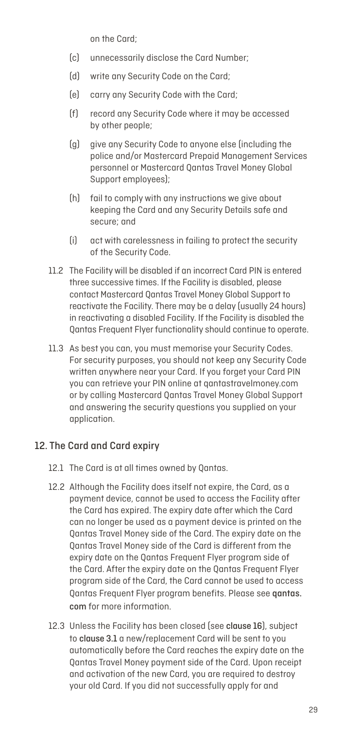on the Card;

(c) unnecessarily disclose the Card Number;

(d) write any Security Code on the Card;

(e) carry any Security Code with the Card;

(f) record any Security Code where it may be accessed by other people;

(g) give any Security Code to anyone else (including the police and/or Mastercard Prepaid Management Services personnel or Mastercard Qantas Travel Money Global Support employees);

(h) fail to comply with any instructions we give about keeping the Card and any Security Details safe and secure; and

(i) act with carelessness in failing to protect the security of the Security Code.

11.2 The Facility will be disabled if an incorrect Card PIN is entered three successive times. If the Facility is disabled, please contact Mastercard Qantas Travel Money Global Support to reactivate the Facility. There may be a delay (usually 24 hours) in reactivating a disabled Facility. If the Facility is disabled the Qantas Frequent Flyer functionality should continue to operate.

11.3 As best you can, you must memorise your Security Codes. For security purposes, you should not keep any Security Code written anywhere near your Card. If you forget your Card PIN you can retrieve your PIN online at qantastravelmoney.com or by calling Mastercard Qantas Travel Money Global Support and answering the security questions you supplied on your application.

## 12. The Card and Card expiry

12.1 The Card is at all times owned by Qantas.

12.2 Although the Facility does itself not expire, the Card, as a payment device, cannot be used to access the Facility after the Card has expired. The expiry date after which the Card can no longer be used as a payment device is printed on the Qantas Travel Money side of the Card. The expiry date on the Qantas Travel Money side of the Card is different from the expiry date on the Qantas Frequent Flyer program side of the Card. After the expiry date on the Qantas Frequent Flyer program side of the Card, the Card cannot be used to access Qantas Frequent Flyer program benefits. Please see **qantas.com** for more information.

12.3 Unless the Facility has been closed (see **clause 16**), subject to **clause 3.1** a new/replacement Card will be sent to you automatically before the Card reaches the expiry date on the Qantas Travel Money payment side of the Card. Upon receipt and activation of the new Card, you are required to destroy your old Card. If you did not successfully apply for and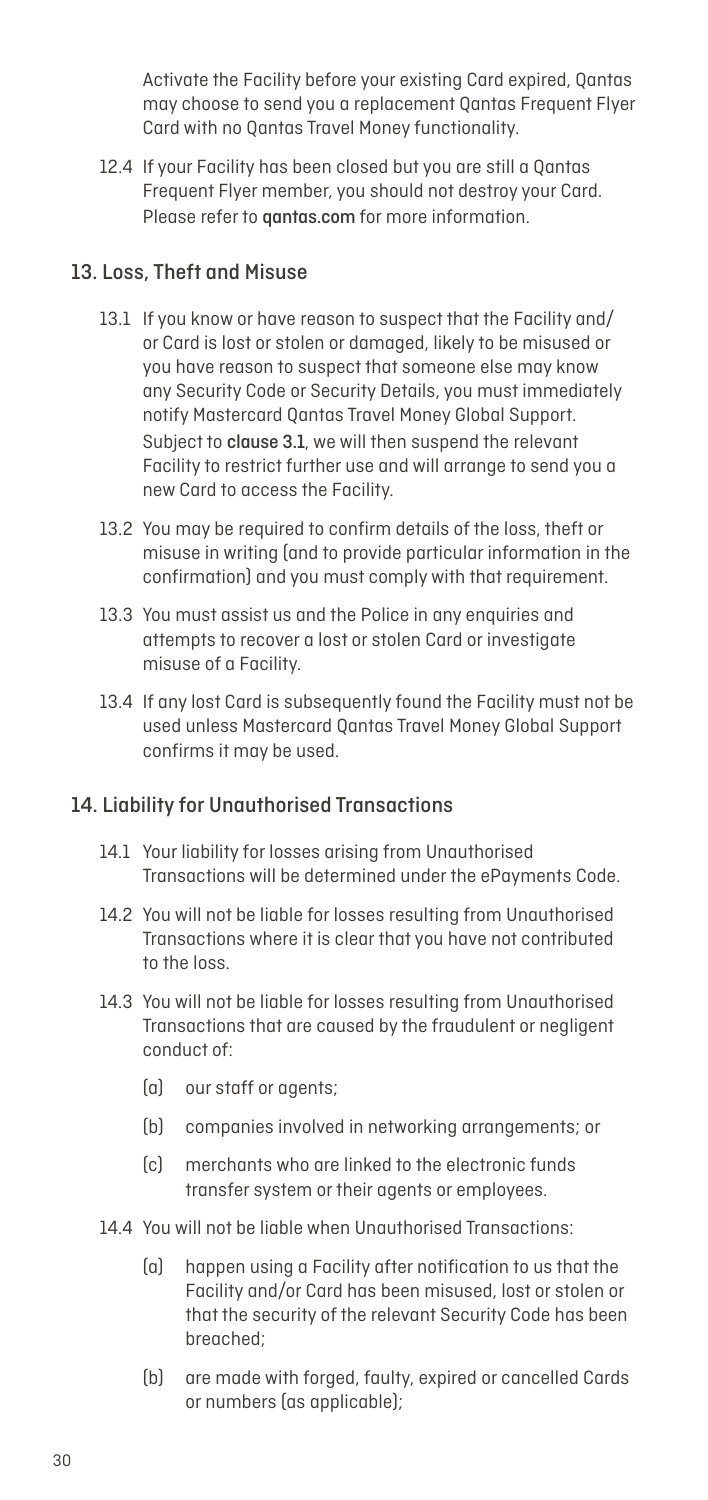Activate the Facility before your existing Card expired, Qantas may choose to send you a replacement Qantas Frequent Flyer Card with no Qantas Travel Money functionality.

12.4 If your Facility has been closed but you are still a Qantas Frequent Flyer member, you should not destroy your Card. Please refer to **qantas.com** for more information.

## 13. Loss, Theft and Misuse

13.1 If you know or have reason to suspect that the Facility and/or Card is lost or stolen or damaged, likely to be misused or you have reason to suspect that someone else may know any Security Code or Security Details, you must immediately notify Mastercard Qantas Travel Money Global Support. Subject to **clause 3.1**, we will then suspend the relevant Facility to restrict further use and will arrange to send you a new Card to access the Facility.

13.2 You may be required to confirm details of the loss, theft or misuse in writing (and to provide particular information in the confirmation) and you must comply with that requirement.

13.3 You must assist us and the Police in any enquiries and attempts to recover a lost or stolen Card or investigate misuse of a Facility.

13.4 If any lost Card is subsequently found the Facility must not be used unless Mastercard Qantas Travel Money Global Support confirms it may be used.

## 14. Liability for Unauthorised Transactions

14.1 Your liability for losses arising from Unauthorised Transactions will be determined under the ePayments Code.

14.2 You will not be liable for losses resulting from Unauthorised Transactions where it is clear that you have not contributed to the loss.

14.3 You will not be liable for losses resulting from Unauthorised Transactions that are caused by the fraudulent or negligent conduct of:

- (a) our staff or agents;
- (b) companies involved in networking arrangements; or
- (c) merchants who are linked to the electronic funds transfer system or their agents or employees.

14.4 You will not be liable when Unauthorised Transactions:

- (a) happen using a Facility after notification to us that the Facility and/or Card has been misused, lost or stolen or that the security of the relevant Security Code has been breached;
- (b) are made with forged, faulty, expired or cancelled Cards or numbers (as applicable);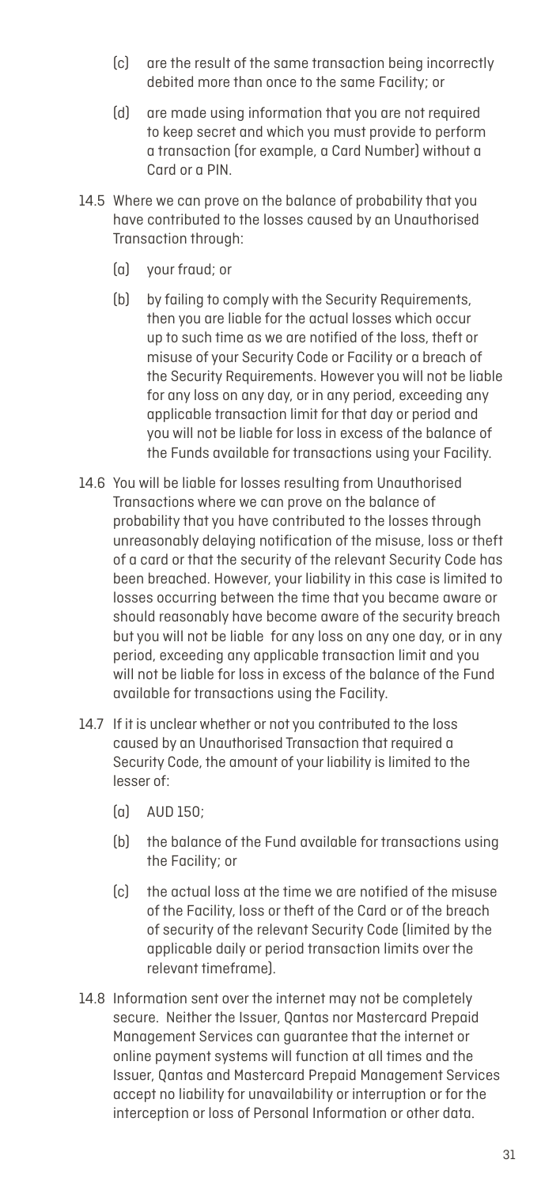(c) are the result of the same transaction being incorrectly debited more than once to the same Facility; or

(d) are made using information that you are not required to keep secret and which you must provide to perform a transaction (for example, a Card Number) without a Card or a PIN.

14.5 Where we can prove on the balance of probability that you have contributed to the losses caused by an Unauthorised Transaction through:

(a) your fraud; or

(b) by failing to comply with the Security Requirements, then you are liable for the actual losses which occur up to such time as we are notified of the loss, theft or misuse of your Security Code or Facility or a breach of the Security Requirements. However you will not be liable for any loss on any day, or in any period, exceeding any applicable transaction limit for that day or period and you will not be liable for loss in excess of the balance of the Funds available for transactions using your Facility.

14.6 You will be liable for losses resulting from Unauthorised Transactions where we can prove on the balance of probability that you have contributed to the losses through unreasonably delaying notification of the misuse, loss or theft of a card or that the security of the relevant Security Code has been breached. However, your liability in this case is limited to losses occurring between the time that you became aware or should reasonably have become aware of the security breach but you will not be liable for any loss on any one day, or in any period, exceeding any applicable transaction limit and you will not be liable for loss in excess of the balance of the Fund available for transactions using the Facility.

14.7 If it is unclear whether or not you contributed to the loss caused by an Unauthorised Transaction that required a Security Code, the amount of your liability is limited to the lesser of:

(a) AUD 150;

(b) the balance of the Fund available for transactions using the Facility; or

(c) the actual loss at the time we are notified of the misuse of the Facility, loss or theft of the Card or of the breach of security of the relevant Security Code (limited by the applicable daily or period transaction limits over the relevant timeframe).

14.8 Information sent over the internet may not be completely secure. Neither the Issuer, Qantas nor Mastercard Prepaid Management Services can guarantee that the internet or online payment systems will function at all times and the Issuer, Qantas and Mastercard Prepaid Management Services accept no liability for unavailability or interruption or for the interception or loss of Personal Information or other data.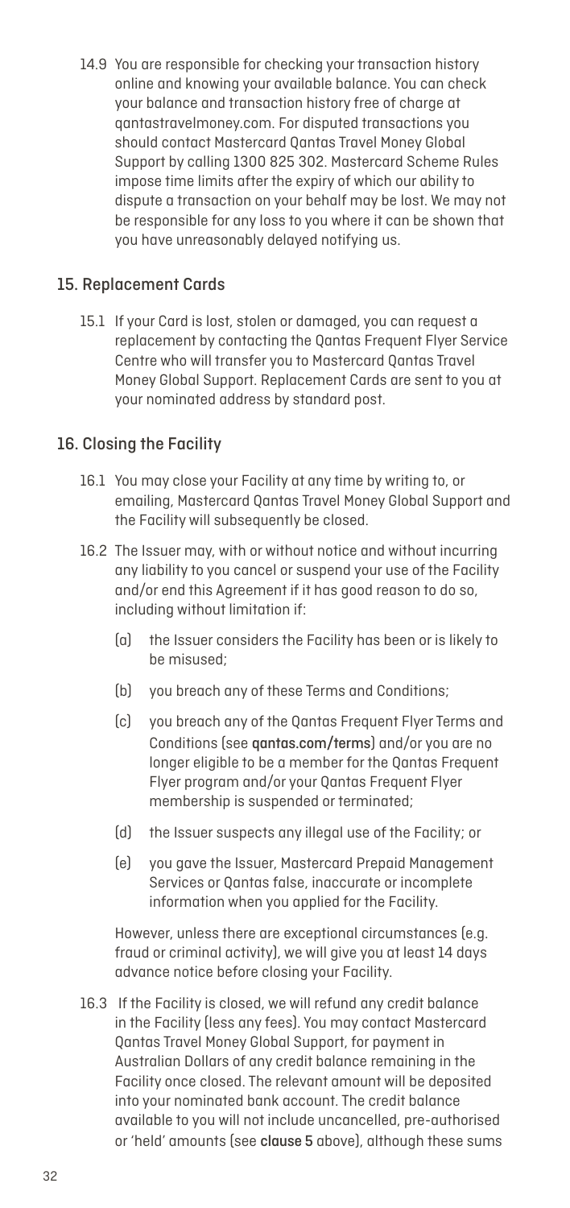14.9 You are responsible for checking your transaction history online and knowing your available balance. You can check your balance and transaction history free of charge at qantastravelmoney.com. For disputed transactions you should contact Mastercard Qantas Travel Money Global Support by calling 1300 825 302. Mastercard Scheme Rules impose time limits after the expiry of which our ability to dispute a transaction on your behalf may be lost. We may not be responsible for any loss to you where it can be shown that you have unreasonably delayed notifying us.

## 15. Replacement Cards

15.1 If your Card is lost, stolen or damaged, you can request a replacement by contacting the Qantas Frequent Flyer Service Centre who will transfer you to Mastercard Qantas Travel Money Global Support. Replacement Cards are sent to you at your nominated address by standard post.

## 16. Closing the Facility

16.1 You may close your Facility at any time by writing to, or emailing, Mastercard Qantas Travel Money Global Support and the Facility will subsequently be closed.

16.2 The Issuer may, with or without notice and without incurring any liability to you cancel or suspend your use of the Facility and/or end this Agreement if it has good reason to do so, including without limitation if:

(a) the Issuer considers the Facility has been or is likely to be misused;

(b) you breach any of these Terms and Conditions;

(c) you breach any of the Qantas Frequent Flyer Terms and Conditions (see **qantas.com/terms**) and/or you are no longer eligible to be a member for the Qantas Frequent Flyer program and/or your Qantas Frequent Flyer membership is suspended or terminated;

(d) the Issuer suspects any illegal use of the Facility; or

(e) you gave the Issuer, Mastercard Prepaid Management Services or Qantas false, inaccurate or incomplete information when you applied for the Facility.

However, unless there are exceptional circumstances (e.g. fraud or criminal activity), we will give you at least 14 days advance notice before closing your Facility.

16.3 If the Facility is closed, we will refund any credit balance in the Facility (less any fees). You may contact Mastercard Qantas Travel Money Global Support, for payment in Australian Dollars of any credit balance remaining in the Facility once closed. The relevant amount will be deposited into your nominated bank account. The credit balance available to you will not include uncancelled, pre-authorised or 'held' amounts (see **clause 5** above), although these sums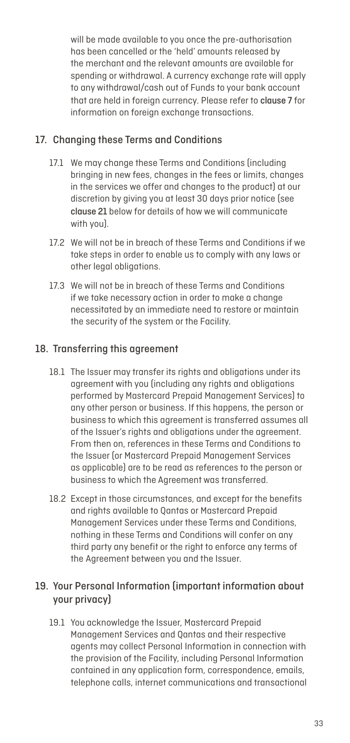will be made available to you once the pre-authorisation has been cancelled or the 'held' amounts released by the merchant and the relevant amounts are available for spending or withdrawal. A currency exchange rate will apply to any withdrawal/cash out of Funds to your bank account that are held in foreign currency. Please refer to **clause 7** for information on foreign exchange transactions.

## 17. Changing these Terms and Conditions

17.1 We may change these Terms and Conditions (including bringing in new fees, changes in the fees or limits, changes in the services we offer and changes to the product) at our discretion by giving you at least 30 days prior notice (see **clause 21** below for details of how we will communicate with you).

17.2 We will not be in breach of these Terms and Conditions if we take steps in order to enable us to comply with any laws or other legal obligations.

17.3 We will not be in breach of these Terms and Conditions if we take necessary action in order to make a change necessitated by an immediate need to restore or maintain the security of the system or the Facility.

## 18. Transferring this agreement

18.1 The Issuer may transfer its rights and obligations under its agreement with you (including any rights and obligations performed by Mastercard Prepaid Management Services) to any other person or business. If this happens, the person or business to which this agreement is transferred assumes all of the Issuer's rights and obligations under the agreement. From then on, references in these Terms and Conditions to the Issuer (or Mastercard Prepaid Management Services as applicable) are to be read as references to the person or business to which the Agreement was transferred.

18.2 Except in those circumstances, and except for the benefits and rights available to Qantas or Mastercard Prepaid Management Services under these Terms and Conditions, nothing in these Terms and Conditions will confer on any third party any benefit or the right to enforce any terms of the Agreement between you and the Issuer.

## 19. Your Personal Information (important information about your privacy)

19.1 You acknowledge the Issuer, Mastercard Prepaid Management Services and Qantas and their respective agents may collect Personal Information in connection with the provision of the Facility, including Personal Information contained in any application form, correspondence, emails, telephone calls, internet communications and transactional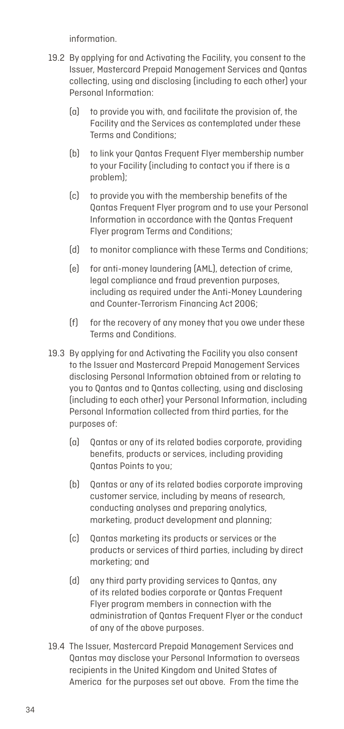information.

19.2 By applying for and Activating the Facility, you consent to the Issuer, Mastercard Prepaid Management Services and Qantas collecting, using and disclosing (including to each other) your Personal Information:

(a) to provide you with, and facilitate the provision of, the Facility and the Services as contemplated under these Terms and Conditions;

(b) to link your Qantas Frequent Flyer membership number to your Facility (including to contact you if there is a problem);

(c) to provide you with the membership benefits of the Qantas Frequent Flyer program and to use your Personal Information in accordance with the Qantas Frequent Flyer program Terms and Conditions;

(d) to monitor compliance with these Terms and Conditions;

(e) for anti-money laundering (AML), detection of crime, legal compliance and fraud prevention purposes, including as required under the Anti-Money Laundering and Counter-Terrorism Financing Act 2006;

(f) for the recovery of any money that you owe under these Terms and Conditions.

19.3 By applying for and Activating the Facility you also consent to the Issuer and Mastercard Prepaid Management Services disclosing Personal Information obtained from or relating to you to Qantas and to Qantas collecting, using and disclosing (including to each other) your Personal Information, including Personal Information collected from third parties, for the purposes of:

(a) Qantas or any of its related bodies corporate, providing benefits, products or services, including providing Qantas Points to you;

(b) Qantas or any of its related bodies corporate improving customer service, including by means of research, conducting analyses and preparing analytics, marketing, product development and planning;

(c) Qantas marketing its products or services or the products or services of third parties, including by direct marketing; and

(d) any third party providing services to Qantas, any of its related bodies corporate or Qantas Frequent Flyer program members in connection with the administration of Qantas Frequent Flyer or the conduct of any of the above purposes.

19.4 The Issuer, Mastercard Prepaid Management Services and Qantas may disclose your Personal Information to overseas recipients in the United Kingdom and United States of America for the purposes set out above. From the time the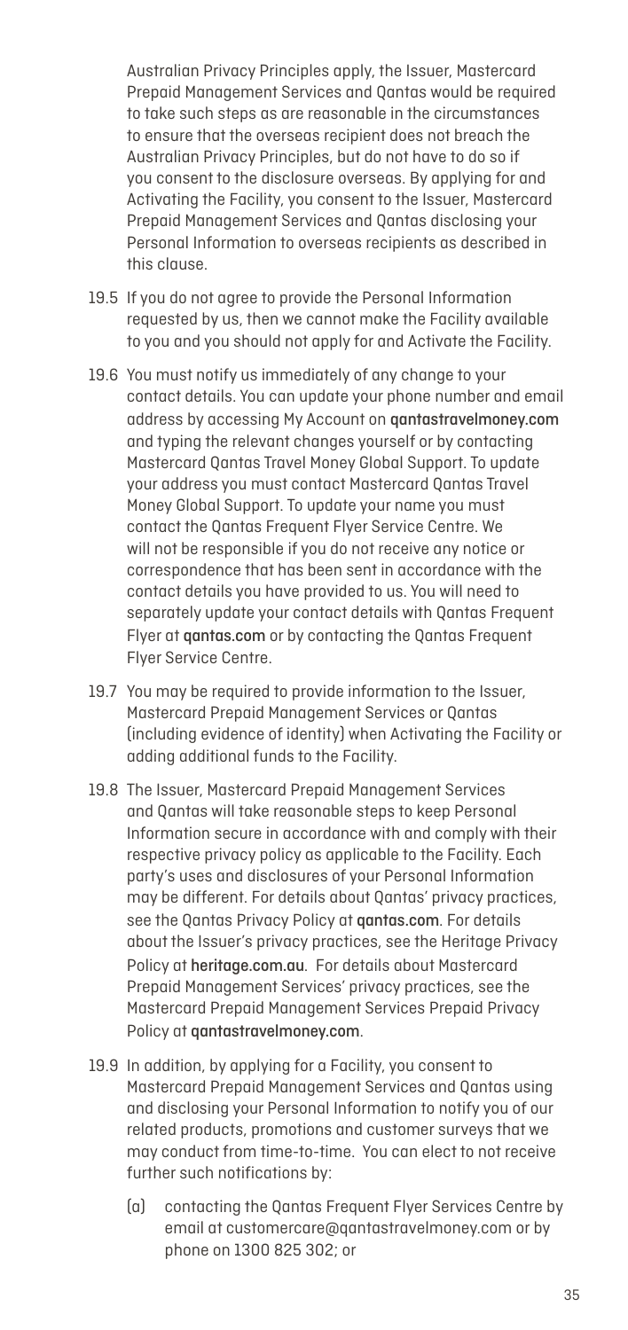Australian Privacy Principles apply, the Issuer, Mastercard Prepaid Management Services and Qantas would be required to take such steps as are reasonable in the circumstances to ensure that the overseas recipient does not breach the Australian Privacy Principles, but do not have to do so if you consent to the disclosure overseas. By applying for and Activating the Facility, you consent to the Issuer, Mastercard Prepaid Management Services and Qantas disclosing your Personal Information to overseas recipients as described in this clause.

19.5 If you do not agree to provide the Personal Information requested by us, then we cannot make the Facility available to you and you should not apply for and Activate the Facility.

19.6 You must notify us immediately of any change to your contact details. You can update your phone number and email address by accessing My Account on **qantastravelmoney.com** and typing the relevant changes yourself or by contacting Mastercard Qantas Travel Money Global Support. To update your address you must contact Mastercard Qantas Travel Money Global Support. To update your name you must contact the Qantas Frequent Flyer Service Centre. We will not be responsible if you do not receive any notice or correspondence that has been sent in accordance with the contact details you have provided to us. You will need to separately update your contact details with Qantas Frequent Flyer at **qantas.com** or by contacting the Qantas Frequent Flyer Service Centre.

19.7 You may be required to provide information to the Issuer, Mastercard Prepaid Management Services or Qantas (including evidence of identity) when Activating the Facility or adding additional funds to the Facility.

19.8 The Issuer, Mastercard Prepaid Management Services and Qantas will take reasonable steps to keep Personal Information secure in accordance with and comply with their respective privacy policy as applicable to the Facility. Each party's uses and disclosures of your Personal Information may be different. For details about Qantas' privacy practices, see the Qantas Privacy Policy at **qantas.com**. For details about the Issuer's privacy practices, see the Heritage Privacy Policy at **heritage.com.au**. For details about Mastercard Prepaid Management Services' privacy practices, see the Mastercard Prepaid Management Services Prepaid Privacy Policy at **qantastravelmoney.com**.

19.9 In addition, by applying for a Facility, you consent to Mastercard Prepaid Management Services and Qantas using and disclosing your Personal Information to notify you of our related products, promotions and customer surveys that we may conduct from time-to-time. You can elect to not receive further such notifications by:

(a) contacting the Qantas Frequent Flyer Services Centre by email at customercare@qantastravelmoney.com or by phone on 1300 825 302; or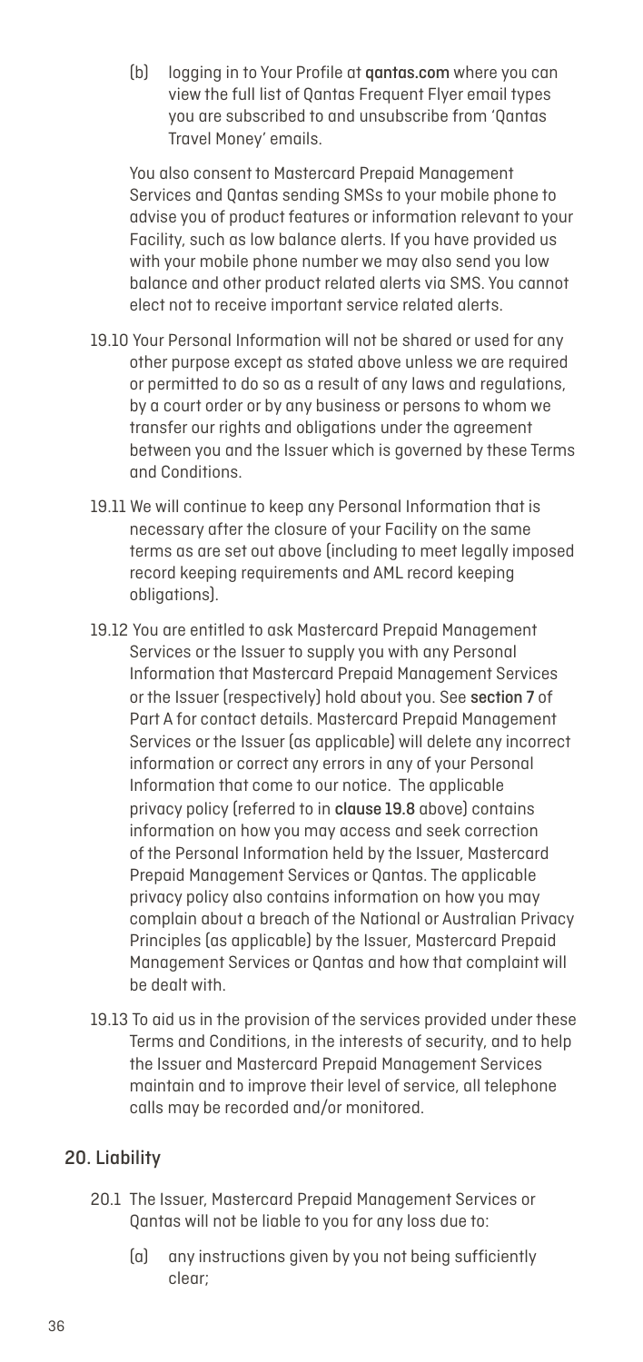(b) logging in to Your Profile at **qantas.com** where you can view the full list of Qantas Frequent Flyer email types you are subscribed to and unsubscribe from 'Qantas Travel Money' emails.

You also consent to Mastercard Prepaid Management Services and Qantas sending SMSs to your mobile phone to advise you of product features or information relevant to your Facility, such as low balance alerts. If you have provided us with your mobile phone number we may also send you low balance and other product related alerts via SMS. You cannot elect not to receive important service related alerts.

19.10 Your Personal Information will not be shared or used for any other purpose except as stated above unless we are required or permitted to do so as a result of any laws and regulations, by a court order or by any business or persons to whom we transfer our rights and obligations under the agreement between you and the Issuer which is governed by these Terms and Conditions.

19.11 We will continue to keep any Personal Information that is necessary after the closure of your Facility on the same terms as are set out above (including to meet legally imposed record keeping requirements and AML record keeping obligations).

19.12 You are entitled to ask Mastercard Prepaid Management Services or the Issuer to supply you with any Personal Information that Mastercard Prepaid Management Services or the Issuer (respectively) hold about you. See **section 7** of Part A for contact details. Mastercard Prepaid Management Services or the Issuer (as applicable) will delete any incorrect information or correct any errors in any of your Personal Information that come to our notice. The applicable privacy policy (referred to in **clause 19.8** above) contains information on how you may access and seek correction of the Personal Information held by the Issuer, Mastercard Prepaid Management Services or Qantas. The applicable privacy policy also contains information on how you may complain about a breach of the National or Australian Privacy Principles (as applicable) by the Issuer, Mastercard Prepaid Management Services or Qantas and how that complaint will be dealt with.

19.13 To aid us in the provision of the services provided under these Terms and Conditions, in the interests of security, and to help the Issuer and Mastercard Prepaid Management Services maintain and to improve their level of service, all telephone calls may be recorded and/or monitored.

## 20. Liability

20.1 The Issuer, Mastercard Prepaid Management Services or Qantas will not be liable to you for any loss due to:

(a) any instructions given by you not being sufficiently clear;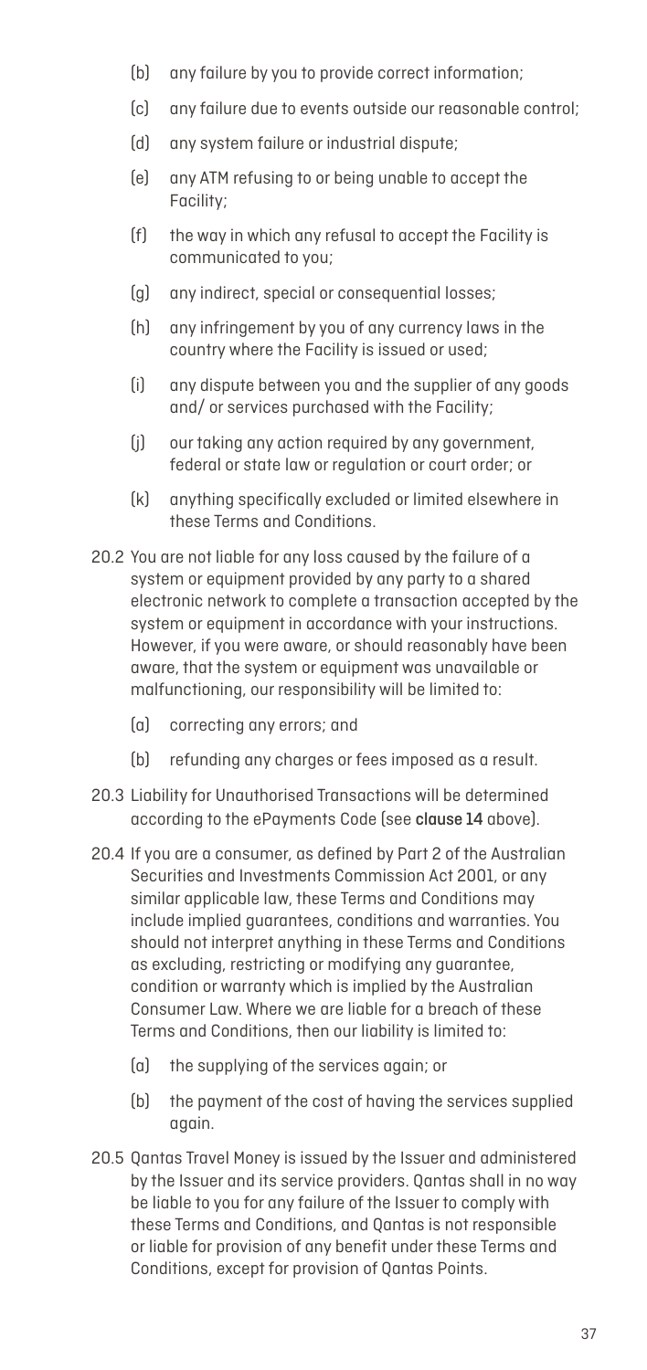(b) any failure by you to provide correct information;

(c) any failure due to events outside our reasonable control;

(d) any system failure or industrial dispute;

(e) any ATM refusing to or being unable to accept the Facility;

(f) the way in which any refusal to accept the Facility is communicated to you;

(g) any indirect, special or consequential losses;

(h) any infringement by you of any currency laws in the country where the Facility is issued or used;

(i) any dispute between you and the supplier of any goods and/ or services purchased with the Facility;

(j) our taking any action required by any government, federal or state law or regulation or court order; or

(k) anything specifically excluded or limited elsewhere in these Terms and Conditions.

20.2 You are not liable for any loss caused by the failure of a system or equipment provided by any party to a shared electronic network to complete a transaction accepted by the system or equipment in accordance with your instructions. However, if you were aware, or should reasonably have been aware, that the system or equipment was unavailable or malfunctioning, our responsibility will be limited to:

(a) correcting any errors; and

(b) refunding any charges or fees imposed as a result.

20.3 Liability for Unauthorised Transactions will be determined according to the ePayments Code (see **clause 14** above).

20.4 If you are a consumer, as defined by Part 2 of the Australian Securities and Investments Commission Act 2001, or any similar applicable law, these Terms and Conditions may include implied guarantees, conditions and warranties. You should not interpret anything in these Terms and Conditions as excluding, restricting or modifying any guarantee, condition or warranty which is implied by the Australian Consumer Law. Where we are liable for a breach of these Terms and Conditions, then our liability is limited to:

(a) the supplying of the services again; or

(b) the payment of the cost of having the services supplied again.

20.5 Qantas Travel Money is issued by the Issuer and administered by the Issuer and its service providers. Qantas shall in no way be liable to you for any failure of the Issuer to comply with these Terms and Conditions, and Qantas is not responsible or liable for provision of any benefit under these Terms and Conditions, except for provision of Qantas Points.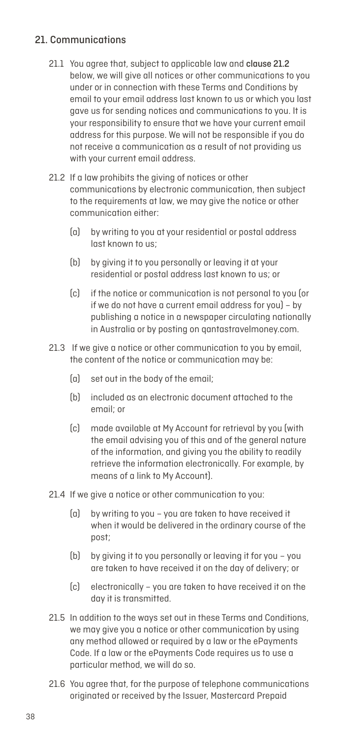## 21. Communications

21.1 You agree that, subject to applicable law and **clause 21.2** below, we will give all notices or other communications to you under or in connection with these Terms and Conditions by email to your email address last known to us or which you last gave us for sending notices and communications to you. It is your responsibility to ensure that we have your current email address for this purpose. We will not be responsible if you do not receive a communication as a result of not providing us with your current email address.

21.2 If a law prohibits the giving of notices or other communications by electronic communication, then subject to the requirements at law, we may give the notice or other communication either:

(a) by writing to you at your residential or postal address last known to us;

(b) by giving it to you personally or leaving it at your residential or postal address last known to us; or

(c) if the notice or communication is not personal to you (or if we do not have a current email address for you) – by publishing a notice in a newspaper circulating nationally in Australia or by posting on qantastravelmoney.com.

21.3 If we give a notice or other communication to you by email, the content of the notice or communication may be:

(a) set out in the body of the email;

(b) included as an electronic document attached to the email; or

(c) made available at My Account for retrieval by you (with the email advising you of this and of the general nature of the information, and giving you the ability to readily retrieve the information electronically. For example, by means of a link to My Account).

21.4 If we give a notice or other communication to you:

(a) by writing to you – you are taken to have received it when it would be delivered in the ordinary course of the post;

(b) by giving it to you personally or leaving it for you – you are taken to have received it on the day of delivery; or

(c) electronically – you are taken to have received it on the day it is transmitted.

21.5 In addition to the ways set out in these Terms and Conditions, we may give you a notice or other communication by using any method allowed or required by a law or the ePayments Code. If a law or the ePayments Code requires us to use a particular method, we will do so.

21.6 You agree that, for the purpose of telephone communications originated or received by the Issuer, Mastercard Prepaid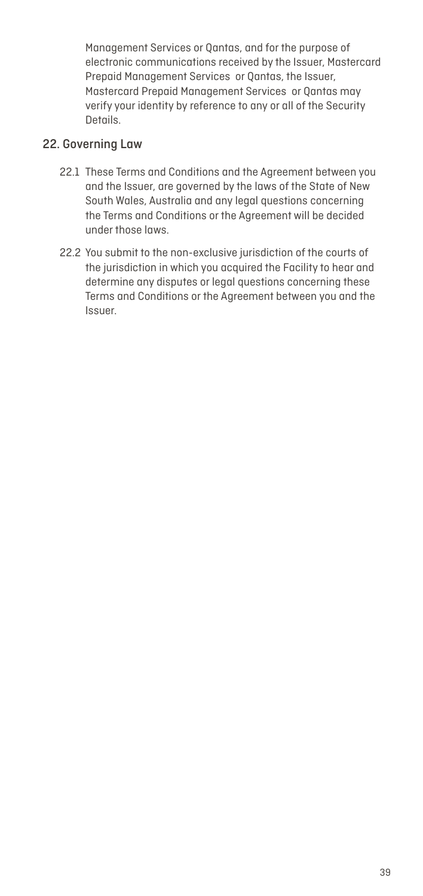Management Services or Qantas, and for the purpose of electronic communications received by the Issuer, Mastercard Prepaid Management Services or Qantas, the Issuer, Mastercard Prepaid Management Services or Qantas may verify your identity by reference to any or all of the Security Details.

## 22. Governing Law

22.1 These Terms and Conditions and the Agreement between you and the Issuer, are governed by the laws of the State of New South Wales, Australia and any legal questions concerning the Terms and Conditions or the Agreement will be decided under those laws.

22.2 You submit to the non-exclusive jurisdiction of the courts of the jurisdiction in which you acquired the Facility to hear and determine any disputes or legal questions concerning these Terms and Conditions or the Agreement between you and the Issuer.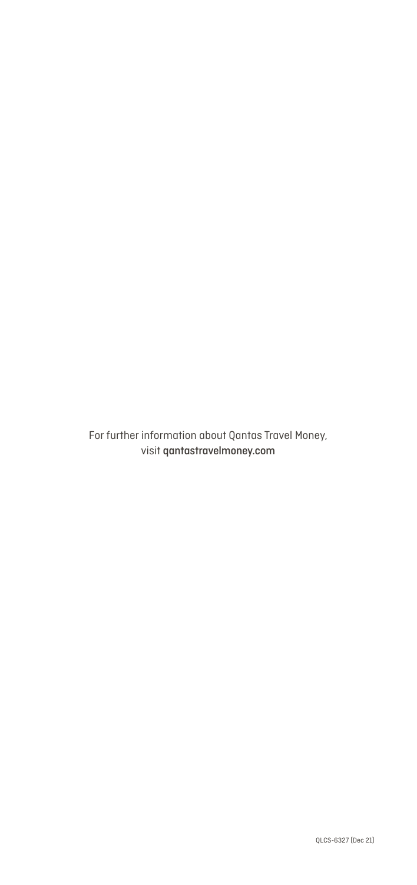For further information about Qantas Travel Money, visit **qantastravelmoney.com**

QLCS-6327 (Dec 21)